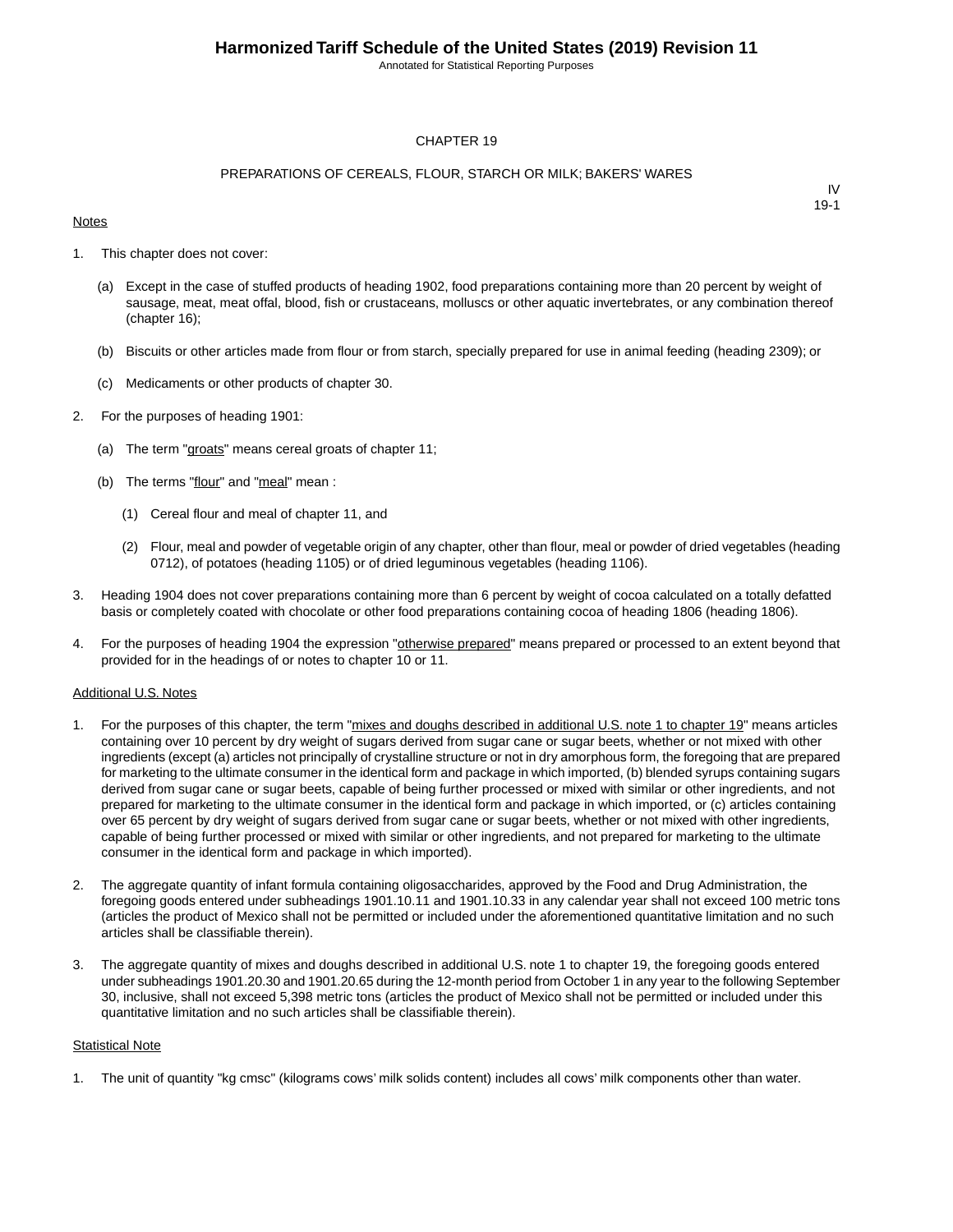# CHAPTER 19

## PREPARATIONS OF CEREALS, FLOUR, STARCH OR MILK; BAKERS' WARES

IV
19-1

Notes

1. This chapter does not cover:

   (a) Except in the case of stuffed products of heading 1902, food preparations containing more than 20 percent by weight of sausage, meat, meat offal, blood, fish or crustaceans, molluscs or other aquatic invertebrates, or any combination thereof (chapter 16);

   (b) Biscuits or other articles made from flour or from starch, specially prepared for use in animal feeding (heading 2309); or

   (c) Medicaments or other products of chapter 30.

2. For the purposes of heading 1901:

   (a) The term "groats" means cereal groats of chapter 11;

   (b) The terms "flour" and "meal" mean :

      (1) Cereal flour and meal of chapter 11, and

      (2) Flour, meal and powder of vegetable origin of any chapter, other than flour, meal or powder of dried vegetables (heading 0712), of potatoes (heading 1105) or of dried leguminous vegetables (heading 1106).

3. Heading 1904 does not cover preparations containing more than 6 percent by weight of cocoa calculated on a totally defatted basis or completely coated with chocolate or other food preparations containing cocoa of heading 1806 (heading 1806).

4. For the purposes of heading 1904 the expression "otherwise prepared" means prepared or processed to an extent beyond that provided for in the headings of or notes to chapter 10 or 11.

Additional U.S. Notes

1. For the purposes of this chapter, the term "mixes and doughs described in additional U.S. note 1 to chapter 19" means articles containing over 10 percent by dry weight of sugars derived from sugar cane or sugar beets, whether or not mixed with other ingredients (except (a) articles not principally of crystalline structure or not in dry amorphous form, the foregoing that are prepared for marketing to the ultimate consumer in the identical form and package in which imported, (b) blended syrups containing sugars derived from sugar cane or sugar beets, capable of being further processed or mixed with similar or other ingredients, and not prepared for marketing to the ultimate consumer in the identical form and package in which imported, or (c) articles containing over 65 percent by dry weight of sugars derived from sugar cane or sugar beets, whether or not mixed with other ingredients, capable of being further processed or mixed with similar or other ingredients, and not prepared for marketing to the ultimate consumer in the identical form and package in which imported).

2. The aggregate quantity of infant formula containing oligosaccharides, approved by the Food and Drug Administration, the foregoing goods entered under subheadings 1901.10.11 and 1901.10.33 in any calendar year shall not exceed 100 metric tons (articles the product of Mexico shall not be permitted or included under the aforementioned quantitative limitation and no such articles shall be classifiable therein).

3. The aggregate quantity of mixes and doughs described in additional U.S. note 1 to chapter 19, the foregoing goods entered under subheadings 1901.20.30 and 1901.20.65 during the 12-month period from October 1 in any year to the following September 30, inclusive, shall not exceed 5,398 metric tons (articles the product of Mexico shall not be permitted or included under this quantitative limitation and no such articles shall be classifiable therein).

Statistical Note

1. The unit of quantity "kg cmsc" (kilograms cows' milk solids content) includes all cows' milk components other than water.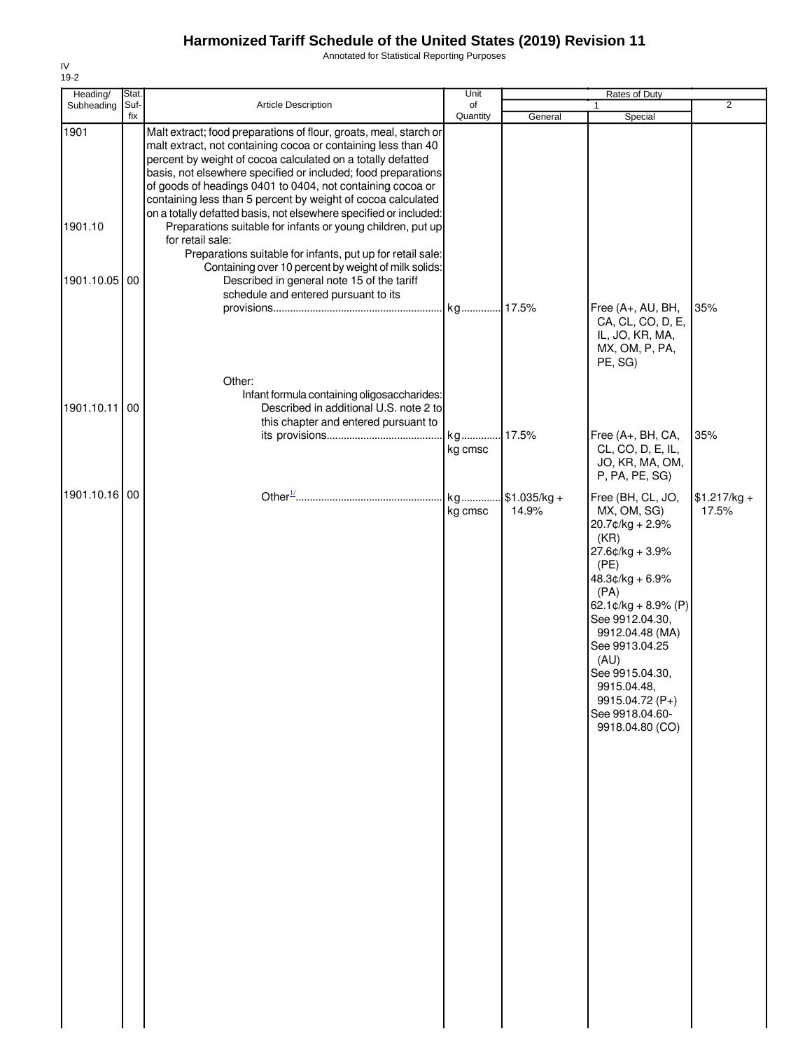# Harmonized Tariff Schedule of the United States (2019) Revision 11

Annotated for Statistical Reporting Purposes

IV
19-2

| Heading/ Subheading | Stat. Suffix | Article Description | Unit of Quantity | Rates of Duty 1 General | Rates of Duty 1 Special | Rates of Duty 2 |
|---|---|---|---|---|---|---|
| 1901 | | Malt extract; food preparations of flour, groats, meal, starch or malt extract, not containing cocoa or containing less than 40 percent by weight of cocoa calculated on a totally defatted basis, not elsewhere specified or included; food preparations of goods of headings 0401 to 0404, not containing cocoa or containing less than 5 percent by weight of cocoa calculated on a totally defatted basis, not elsewhere specified or included: | | | | |
| 1901.10 | | Preparations suitable for infants or young children, put up for retail sale: | | | | |
| | | Preparations suitable for infants, put up for retail sale: | | | | |
| | | Containing over 10 percent by weight of milk solids: | | | | |
| 1901.10.05 | 00 | Described in general note 15 of the tariff schedule and entered pursuant to its provisions | kg | 17.5% | Free (A+, AU, BH, CA, CL, CO, D, E, IL, JO, KR, MA, MX, OM, P, PA, PE, SG) | 35% |
| | | Other: | | | | |
| | | Infant formula containing oligosaccharides: | | | | |
| 1901.10.11 | 00 | Described in additional U.S. note 2 to this chapter and entered pursuant to its provisions | kg<br>kg cmsc | 17.5% | Free (A+, BH, CA, CL, CO, D, E, IL, JO, KR, MA, OM, P, PA, PE, SG) | 35% |
| 1901.10.16 | 00 | Other[1/] | kg<br>kg cmsc | $1.035/kg + 14.9% | Free (BH, CL, JO, MX, OM, SG)<br>20.7¢/kg + 2.9% (KR)<br>27.6¢/kg + 3.9% (PE)<br>48.3¢/kg + 6.9% (PA)<br>62.1¢/kg + 8.9% (P)<br>See 9912.04.30, 9912.04.48 (MA)<br>See 9913.04.25 (AU)<br>See 9915.04.30, 9915.04.48, 9915.04.72 (P+)<br>See 9918.04.60-9918.04.80 (CO) | $1.217/kg + 17.5% |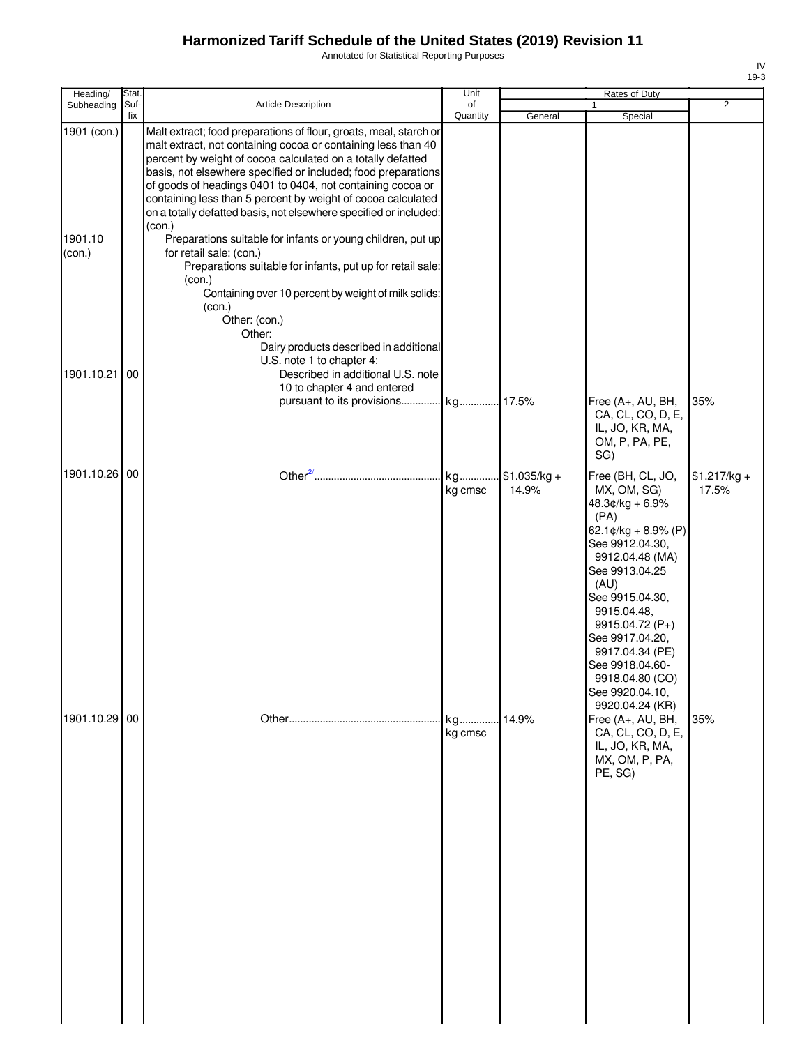# Harmonized Tariff Schedule of the United States (2019) Revision 11

Annotated for Statistical Reporting Purposes

| Heading/ Subheading | Stat. Suf-fix | Article Description | Unit of Quantity | Rates of Duty 1 General | Rates of Duty 1 Special | Rates of Duty 2 |
|---|---|---|---|---|---|---|
| 1901 (con.) | | Malt extract; food preparations of flour, groats, meal, starch or malt extract, not containing cocoa or containing less than 40 percent by weight of cocoa calculated on a totally defatted basis, not elsewhere specified or included; food preparations of goods of headings 0401 to 0404, not containing cocoa or containing less than 5 percent by weight of cocoa calculated on a totally defatted basis, not elsewhere specified or included: (con.) | | | | |
| 1901.10 (con.) | | Preparations suitable for infants or young children, put up for retail sale: (con.) | | | | |
| | | Preparations suitable for infants, put up for retail sale: (con.) | | | | |
| | | Containing over 10 percent by weight of milk solids: (con.) | | | | |
| | | Other: (con.) | | | | |
| | | Other: | | | | |
| | | Dairy products described in additional U.S. note 1 to chapter 4: | | | | |
| 1901.10.21 | 00 | Described in additional U.S. note 10 to chapter 4 and entered pursuant to its provisions | kg | 17.5% | Free (A+, AU, BH, CA, CL, CO, D, E, IL, JO, KR, MA, OM, P, PA, PE, SG) | 35% |
| 1901.10.26 | 00 | Other[2/] | kg<br>kg cmsc | $1.035/kg + 14.9% | Free (BH, CL, JO, MX, OM, SG)<br>48.3¢/kg + 6.9% (PA)<br>62.1¢/kg + 8.9% (P)<br>See 9912.04.30, 9912.04.48 (MA)<br>See 9913.04.25 (AU)<br>See 9915.04.30, 9915.04.48, 9915.04.72 (P+)<br>See 9917.04.20, 9917.04.34 (PE)<br>See 9918.04.60-9918.04.80 (CO)<br>See 9920.04.10, 9920.04.24 (KR) | $1.217/kg + 17.5% |
| 1901.10.29 | 00 | Other | kg<br>kg cmsc | 14.9% | Free (A+, AU, BH, CA, CL, CO, D, E, IL, JO, KR, MA, MX, OM, P, PA, PE, SG) | 35% |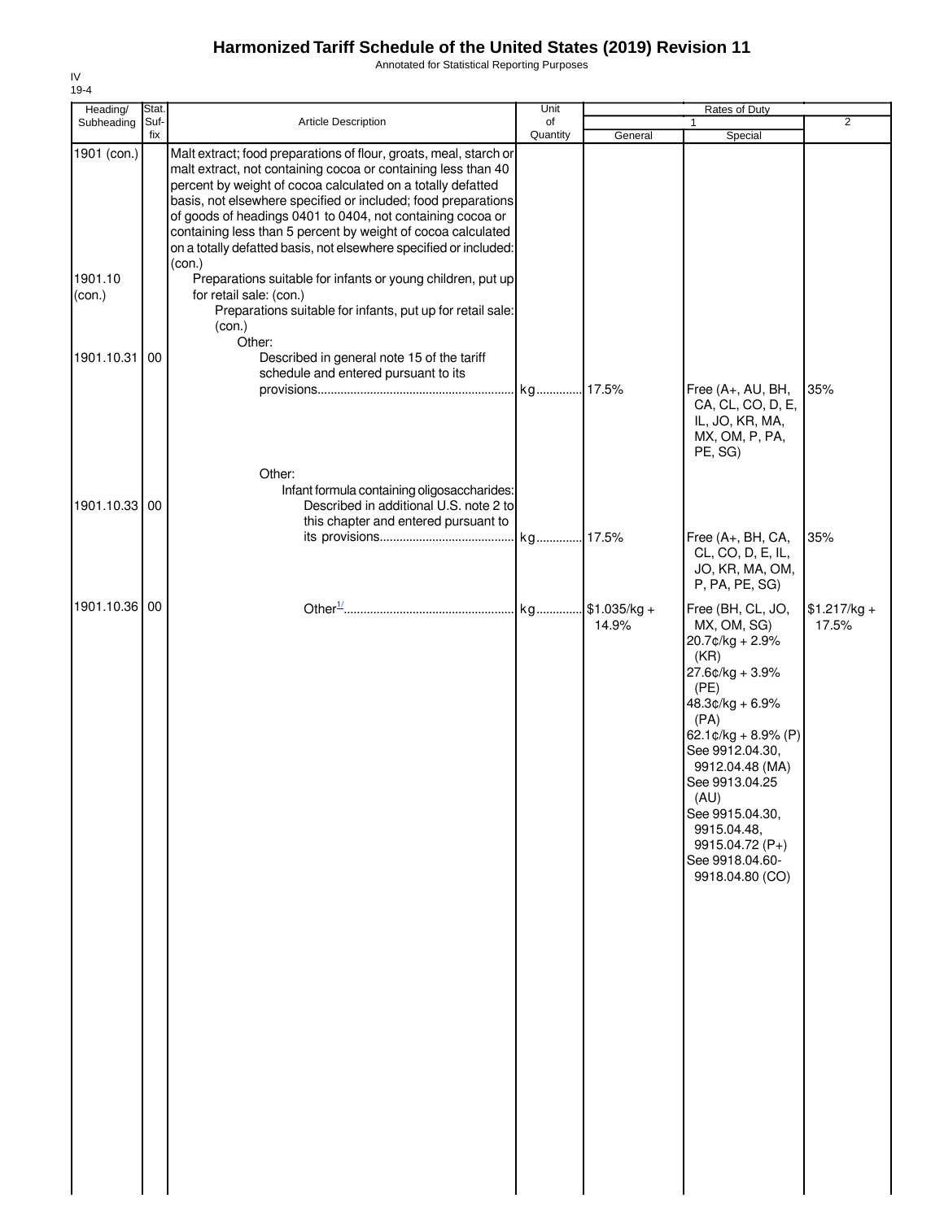| Heading/ Subheading | Stat. Suf- fix | Article Description | Unit of Quantity | Rates of Duty 1 General | Special | 2 |
|---|---|---|---|---|---|---|
| 1901 (con.) | | Malt extract; food preparations of flour, groats, meal, starch or malt extract, not containing cocoa or containing less than 40 percent by weight of cocoa calculated on a totally defatted basis, not elsewhere specified or included; food preparations of goods of headings 0401 to 0404, not containing cocoa or containing less than 5 percent by weight of cocoa calculated on a totally defatted basis, not elsewhere specified or included: (con.) | | | | |
| 1901.10 (con.) | | Preparations suitable for infants or young children, put up for retail sale: (con.) | | | | |
| | | Preparations suitable for infants, put up for retail sale: (con.) | | | | |
| | | Other: | | | | |
| 1901.10.31 | 00 | Described in general note 15 of the tariff schedule and entered pursuant to its provisions | kg | 17.5% | Free (A+, AU, BH, CA, CL, CO, D, E, IL, JO, KR, MA, MX, OM, P, PA, PE, SG) | 35% |
| | | Other: | | | | |
| | | Infant formula containing oligosaccharides: | | | | |
| 1901.10.33 | 00 | Described in additional U.S. note 2 to this chapter and entered pursuant to its provisions | kg | 17.5% | Free (A+, BH, CA, CL, CO, D, E, IL, JO, KR, MA, OM, P, PA, PE, SG) | 35% |
| 1901.10.36 | 00 | Other[1/] | kg | $1.035/kg + 14.9% | Free (BH, CL, JO, MX, OM, SG)<br>20.7¢/kg + 2.9% (KR)<br>27.6¢/kg + 3.9% (PE)<br>48.3¢/kg + 6.9% (PA)<br>62.1¢/kg + 8.9% (P)<br>See 9912.04.30, 9912.04.48 (MA)<br>See 9913.04.25 (AU)<br>See 9915.04.30, 9915.04.48, 9915.04.72 (P+)<br>See 9918.04.60-9918.04.80 (CO) | $1.217/kg + 17.5% |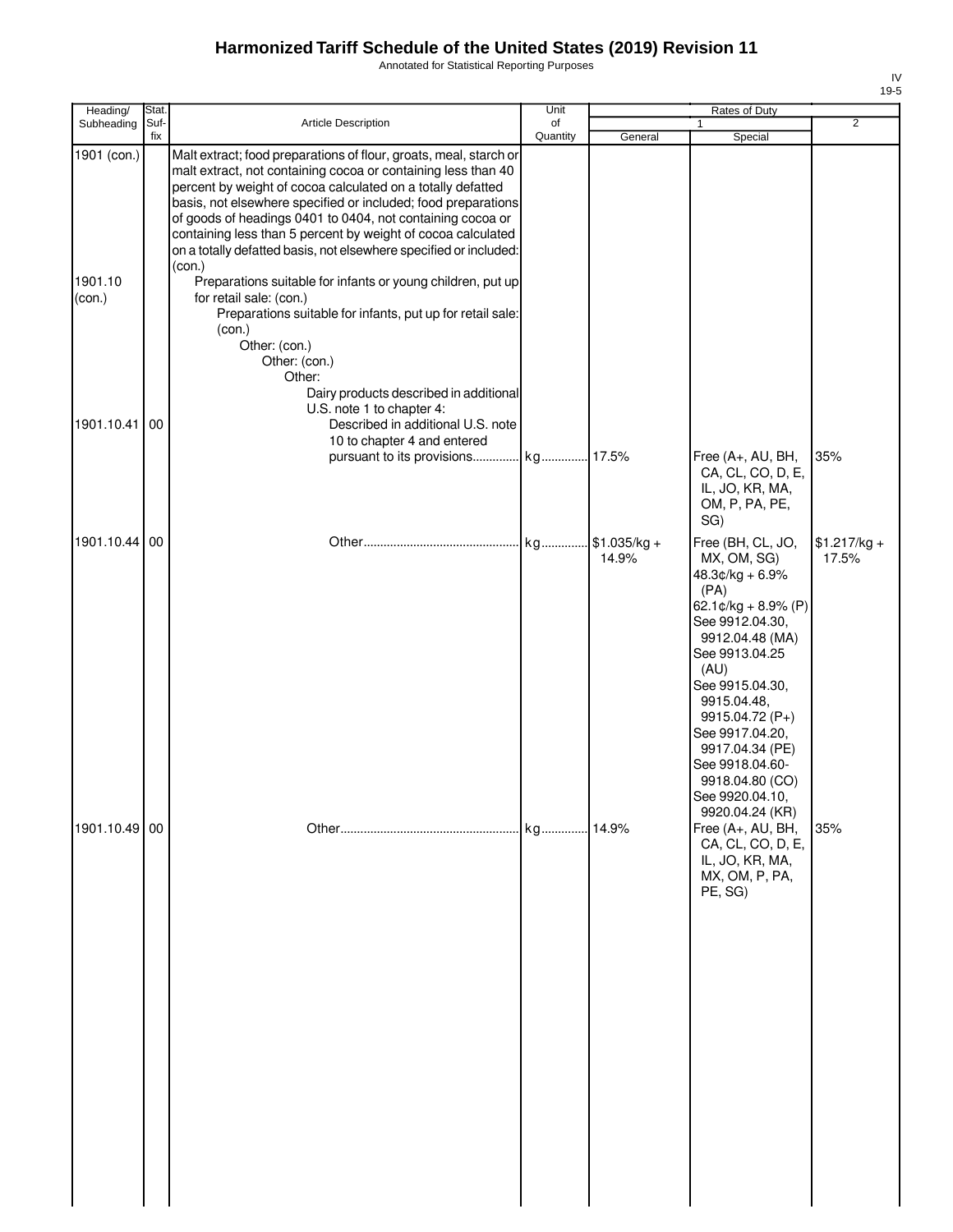# Harmonized Tariff Schedule of the United States (2019) Revision 11

Annotated for Statistical Reporting Purposes

IV
19-5

| Heading/ Subheading | Stat. Suf- fix | Article Description | Unit of Quantity | Rates of Duty | | |
|---|---|---|---|---|---|---|
| | | | | 1 | | 2 |
| | | | | General | Special | |
| 1901 (con.) | | Malt extract; food preparations of flour, groats, meal, starch or malt extract, not containing cocoa or containing less than 40 percent by weight of cocoa calculated on a totally defatted basis, not elsewhere specified or included; food preparations of goods of headings 0401 to 0404, not containing cocoa or containing less than 5 percent by weight of cocoa calculated on a totally defatted basis, not elsewhere specified or included: (con.) | | | | |
| 1901.10 (con.) | | Preparations suitable for infants or young children, put up for retail sale: (con.) | | | | |
| | | Preparations suitable for infants, put up for retail sale: (con.) | | | | |
| | | Other: (con.) | | | | |
| | | Other: (con.) | | | | |
| | | Other: | | | | |
| | | Dairy products described in additional U.S. note 1 to chapter 4: | | | | |
| 1901.10.41 | 00 | Described in additional U.S. note 10 to chapter 4 and entered pursuant to its provisions | kg | 17.5% | Free (A+, AU, BH, CA, CL, CO, D, E, IL, JO, KR, MA, OM, P, PA, PE, SG) | 35% |
| 1901.10.44 | 00 | Other | kg | $1.035/kg + 14.9% | Free (BH, CL, JO, MX, OM, SG)<br>48.3¢/kg + 6.9% (PA)<br>62.1¢/kg + 8.9% (P)<br>See 9912.04.30, 9912.04.48 (MA)<br>See 9913.04.25 (AU)<br>See 9915.04.30, 9915.04.48, 9915.04.72 (P+)<br>See 9917.04.20, 9917.04.34 (PE)<br>See 9918.04.60-9918.04.80 (CO)<br>See 9920.04.10, 9920.04.24 (KR) | $1.217/kg + 17.5% |
| 1901.10.49 | 00 | Other | kg | 14.9% | Free (A+, AU, BH, CA, CL, CO, D, E, IL, JO, KR, MA, MX, OM, P, PA, PE, SG) | 35% |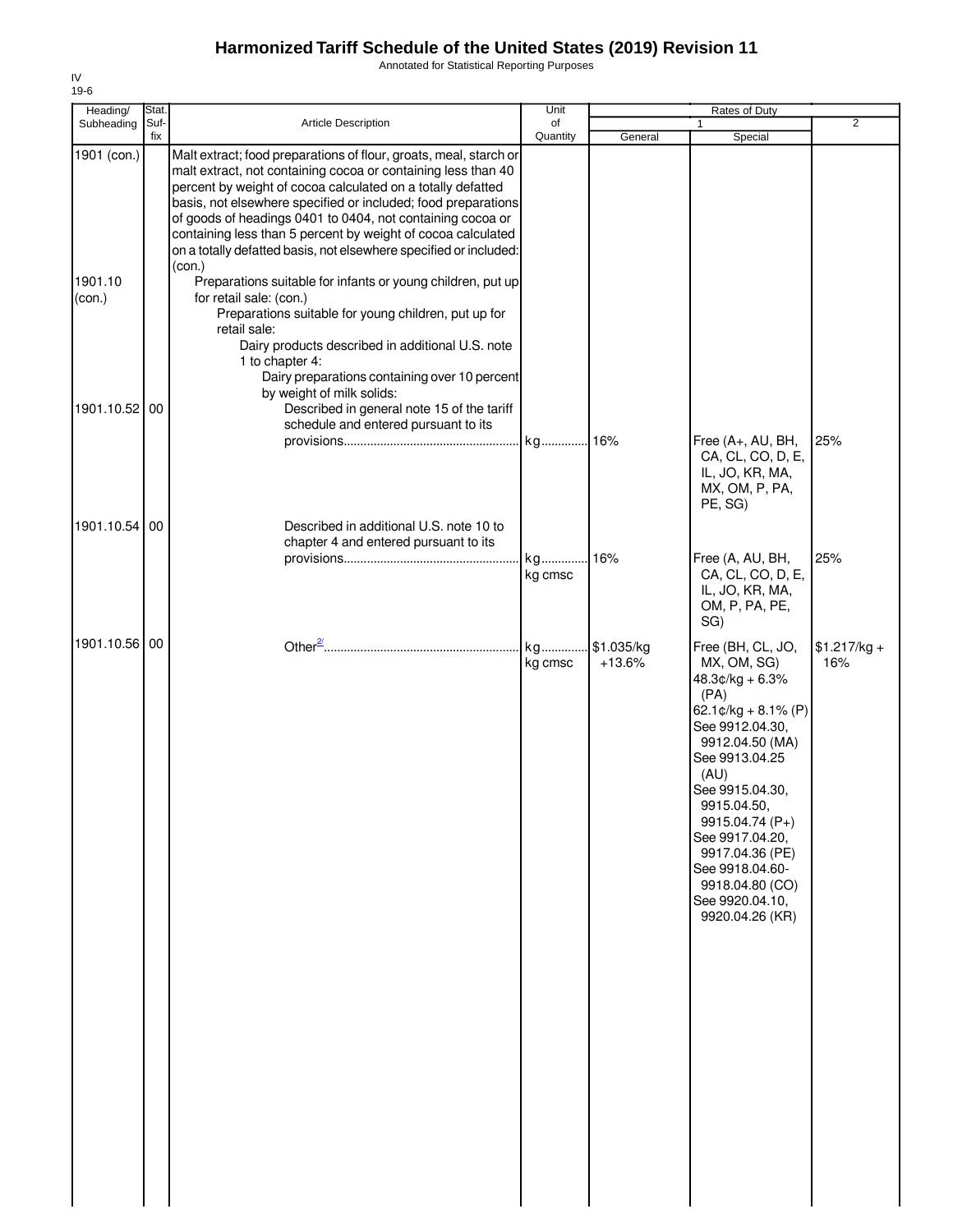| Heading/ Subheading | Stat. Suf- fix | Article Description | Unit of Quantity | Rates of Duty 1 General | Special | 2 |
|---|---|---|---|---|---|---|
| 1901 (con.) | | Malt extract; food preparations of flour, groats, meal, starch or malt extract, not containing cocoa or containing less than 40 percent by weight of cocoa calculated on a totally defatted basis, not elsewhere specified or included; food preparations of goods of headings 0401 to 0404, not containing cocoa or containing less than 5 percent by weight of cocoa calculated on a totally defatted basis, not elsewhere specified or included: (con.) | | | | |
| 1901.10 (con.) | | Preparations suitable for infants or young children, put up for retail sale: (con.) | | | | |
| | | Preparations suitable for young children, put up for retail sale: | | | | |
| | | Dairy products described in additional U.S. note 1 to chapter 4: | | | | |
| | | Dairy preparations containing over 10 percent by weight of milk solids: | | | | |
| 1901.10.52 | 00 | Described in general note 15 of the tariff schedule and entered pursuant to its provisions | kg | 16% | Free (A+, AU, BH, CA, CL, CO, D, E, IL, JO, KR, MA, MX, OM, P, PA, PE, SG) | 25% |
| 1901.10.54 | 00 | Described in additional U.S. note 10 to chapter 4 and entered pursuant to its provisions | kg<br>kg cmsc | 16% | Free (A, AU, BH, CA, CL, CO, D, E, IL, JO, KR, MA, OM, P, PA, PE, SG) | 25% |
| 1901.10.56 | 00 | Other[2/] | kg<br>kg cmsc | $1.035/kg +13.6% | Free (BH, CL, JO, MX, OM, SG)<br>48.3¢/kg + 6.3% (PA)<br>62.1¢/kg + 8.1% (P)<br>See 9912.04.30, 9912.04.50 (MA)<br>See 9913.04.25 (AU)<br>See 9915.04.30, 9915.04.50, 9915.04.74 (P+)<br>See 9917.04.20, 9917.04.36 (PE)<br>See 9918.04.60-9918.04.80 (CO)<br>See 9920.04.10, 9920.04.26 (KR) | $1.217/kg + 16% |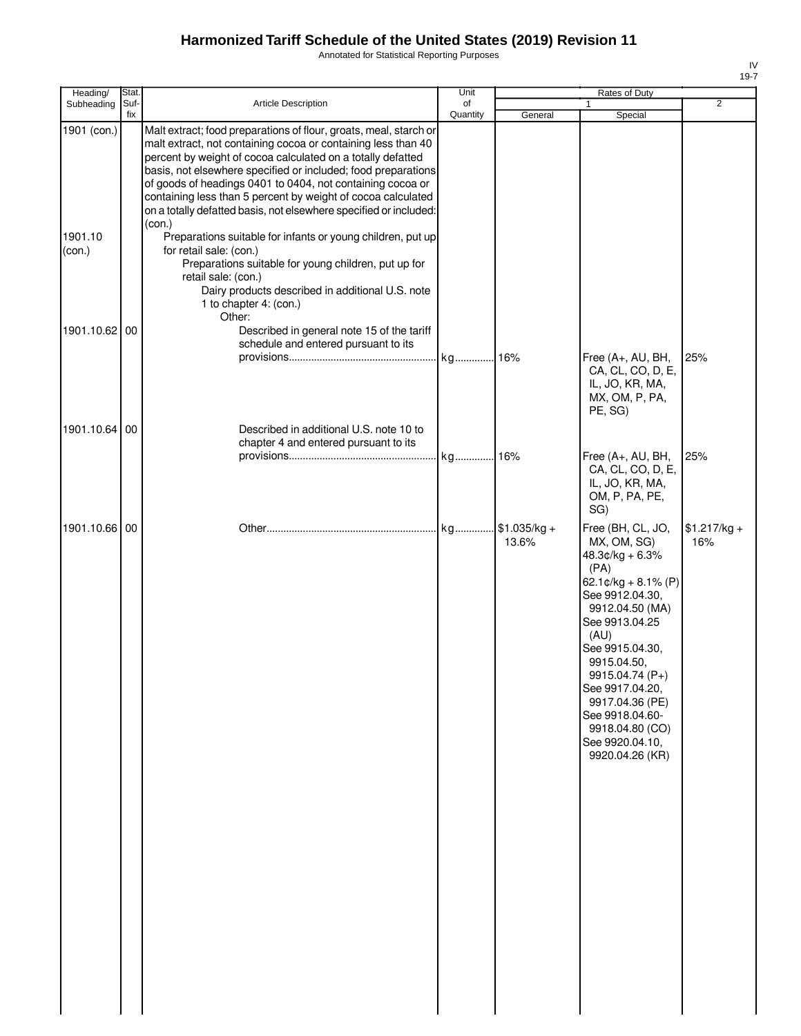# Harmonized Tariff Schedule of the United States (2019) Revision 11

Annotated for Statistical Reporting Purposes

IV
19-7

| Heading/ Subheading | Stat. Suf- fix | Article Description | Unit of Quantity | Rates of Duty 1 General | Special | 2 |
|---|---|---|---|---|---|---|
| 1901 (con.) | | Malt extract; food preparations of flour, groats, meal, starch or malt extract, not containing cocoa or containing less than 40 percent by weight of cocoa calculated on a totally defatted basis, not elsewhere specified or included; food preparations of goods of headings 0401 to 0404, not containing cocoa or containing less than 5 percent by weight of cocoa calculated on a totally defatted basis, not elsewhere specified or included: (con.) | | | | |
| 1901.10 (con.) | | Preparations suitable for infants or young children, put up for retail sale: (con.) | | | | |
| | | Preparations suitable for young children, put up for retail sale: (con.) | | | | |
| | | Dairy products described in additional U.S. note 1 to chapter 4: (con.) | | | | |
| | | Other: | | | | |
| 1901.10.62 | 00 | Described in general note 15 of the tariff schedule and entered pursuant to its provisions | kg | 16% | Free (A+, AU, BH, CA, CL, CO, D, E, IL, JO, KR, MA, MX, OM, P, PA, PE, SG) | 25% |
| 1901.10.64 | 00 | Described in additional U.S. note 10 to chapter 4 and entered pursuant to its provisions | kg | 16% | Free (A+, AU, BH, CA, CL, CO, D, E, IL, JO, KR, MA, OM, P, PA, PE, SG) | 25% |
| 1901.10.66 | 00 | Other | kg | $1.035/kg + 13.6% | Free (BH, CL, JO, MX, OM, SG)<br>48.3¢/kg + 6.3% (PA)<br>62.1¢/kg + 8.1% (P)<br>See 9912.04.30, 9912.04.50 (MA)<br>See 9913.04.25 (AU)<br>See 9915.04.30, 9915.04.50, 9915.04.74 (P+)<br>See 9917.04.20, 9917.04.36 (PE)<br>See 9918.04.60-9918.04.80 (CO)<br>See 9920.04.10, 9920.04.26 (KR) | $1.217/kg + 16% |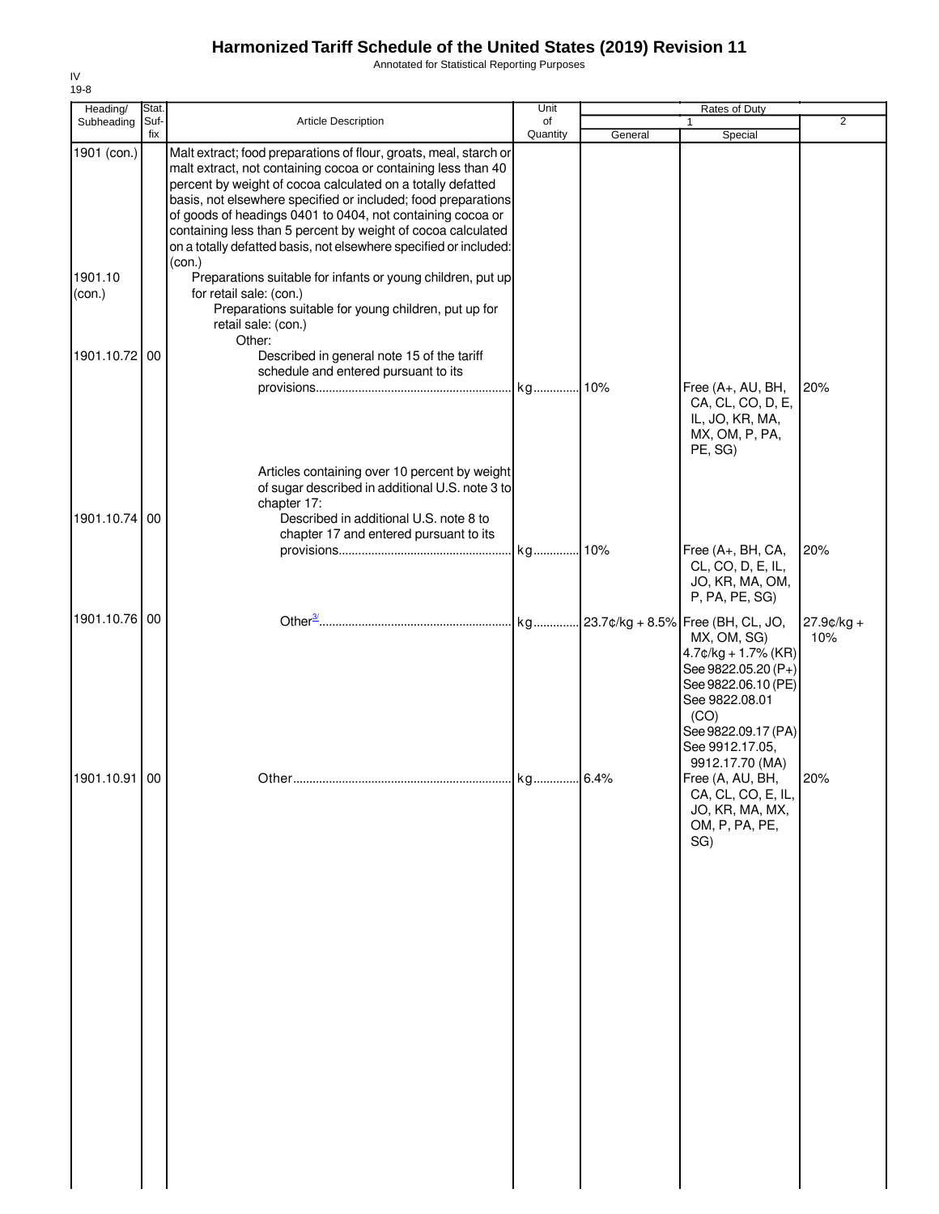# Harmonized Tariff Schedule of the United States (2019) Revision 11

Annotated for Statistical Reporting Purposes

IV
19-8

| Heading/ Subheading | Stat. Suf- fix | Article Description | Unit of Quantity | Rates of Duty 1 General | Special | 2 |
|---|---|---|---|---|---|---|
| 1901 (con.) | | Malt extract; food preparations of flour, groats, meal, starch or malt extract, not containing cocoa or containing less than 40 percent by weight of cocoa calculated on a totally defatted basis, not elsewhere specified or included; food preparations of goods of headings 0401 to 0404, not containing cocoa or containing less than 5 percent by weight of cocoa calculated on a totally defatted basis, not elsewhere specified or included: (con.) | | | | |
| 1901.10 (con.) | | Preparations suitable for infants or young children, put up for retail sale: (con.) | | | | |
| | | Preparations suitable for young children, put up for retail sale: (con.) | | | | |
| | | Other: | | | | |
| 1901.10.72 | 00 | Described in general note 15 of the tariff schedule and entered pursuant to its provisions | kg | 10% | Free (A+, AU, BH, CA, CL, CO, D, E, IL, JO, KR, MA, MX, OM, P, PA, PE, SG) | 20% |
| | | Articles containing over 10 percent by weight of sugar described in additional U.S. note 3 to chapter 17: | | | | |
| 1901.10.74 | 00 | Described in additional U.S. note 8 to chapter 17 and entered pursuant to its provisions | kg | 10% | Free (A+, BH, CA, CL, CO, D, E, IL, JO, KR, MA, OM, P, PA, PE, SG) | 20% |
| 1901.10.76 | 00 | Other[3/] | kg | 23.7¢/kg + 8.5% | Free (BH, CL, JO, MX, OM, SG) 4.7¢/kg + 1.7% (KR) See 9822.05.20 (P+) See 9822.06.10 (PE) See 9822.08.01 (CO) See 9822.09.17 (PA) See 9912.17.05, 9912.17.70 (MA) | 27.9¢/kg + 10% |
| 1901.10.91 | 00 | Other | kg | 6.4% | Free (A, AU, BH, CA, CL, CO, E, IL, JO, KR, MA, MX, OM, P, PA, PE, SG) | 20% |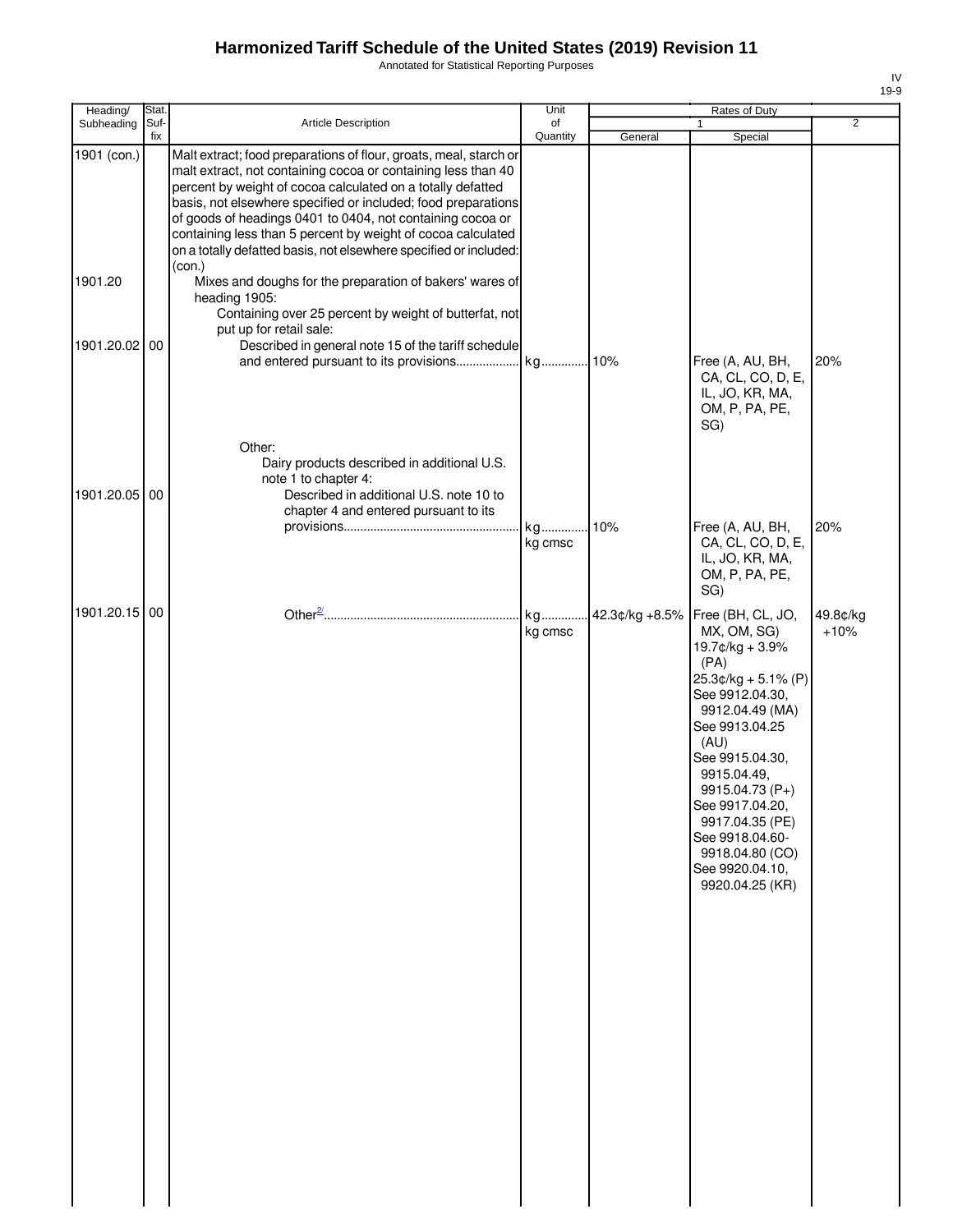# Harmonized Tariff Schedule of the United States (2019) Revision 11

Annotated for Statistical Reporting Purposes

IV
19-9

| Heading/ Subheading | Stat. Suf- fix | Article Description | Unit of Quantity | Rates of Duty | | |
|---|---|---|---|---|---|---|
| | | | | 1 | | 2 |
| | | | | General | Special | |
| 1901 (con.) | | Malt extract; food preparations of flour, groats, meal, starch or malt extract, not containing cocoa or containing less than 40 percent by weight of cocoa calculated on a totally defatted basis, not elsewhere specified or included; food preparations of goods of headings 0401 to 0404, not containing cocoa or containing less than 5 percent by weight of cocoa calculated on a totally defatted basis, not elsewhere specified or included: (con.) | | | | |
| 1901.20 | | Mixes and doughs for the preparation of bakers' wares of heading 1905: | | | | |
| | | Containing over 25 percent by weight of butterfat, not put up for retail sale: | | | | |
| 1901.20.02 | 00 | Described in general note 15 of the tariff schedule and entered pursuant to its provisions | kg | 10% | Free (A, AU, BH, CA, CL, CO, D, E, IL, JO, KR, MA, OM, P, PA, PE, SG) | 20% |
| | | Other: | | | | |
| | | Dairy products described in additional U.S. note 1 to chapter 4: | | | | |
| 1901.20.05 | 00 | Described in additional U.S. note 10 to chapter 4 and entered pursuant to its provisions | kg<br>kg cmsc | 10% | Free (A, AU, BH, CA, CL, CO, D, E, IL, JO, KR, MA, OM, P, PA, PE, SG) | 20% |
| 1901.20.15 | 00 | Other[2/] | kg<br>kg cmsc | 42.3¢/kg +8.5% | Free (BH, CL, JO, MX, OM, SG)<br>19.7¢/kg + 3.9% (PA)<br>25.3¢/kg + 5.1% (P)<br>See 9912.04.30, 9912.04.49 (MA)<br>See 9913.04.25 (AU)<br>See 9915.04.30, 9915.04.49, 9915.04.73 (P+)<br>See 9917.04.20, 9917.04.35 (PE)<br>See 9918.04.60-9918.04.80 (CO)<br>See 9920.04.10, 9920.04.25 (KR) | 49.8¢/kg +10% |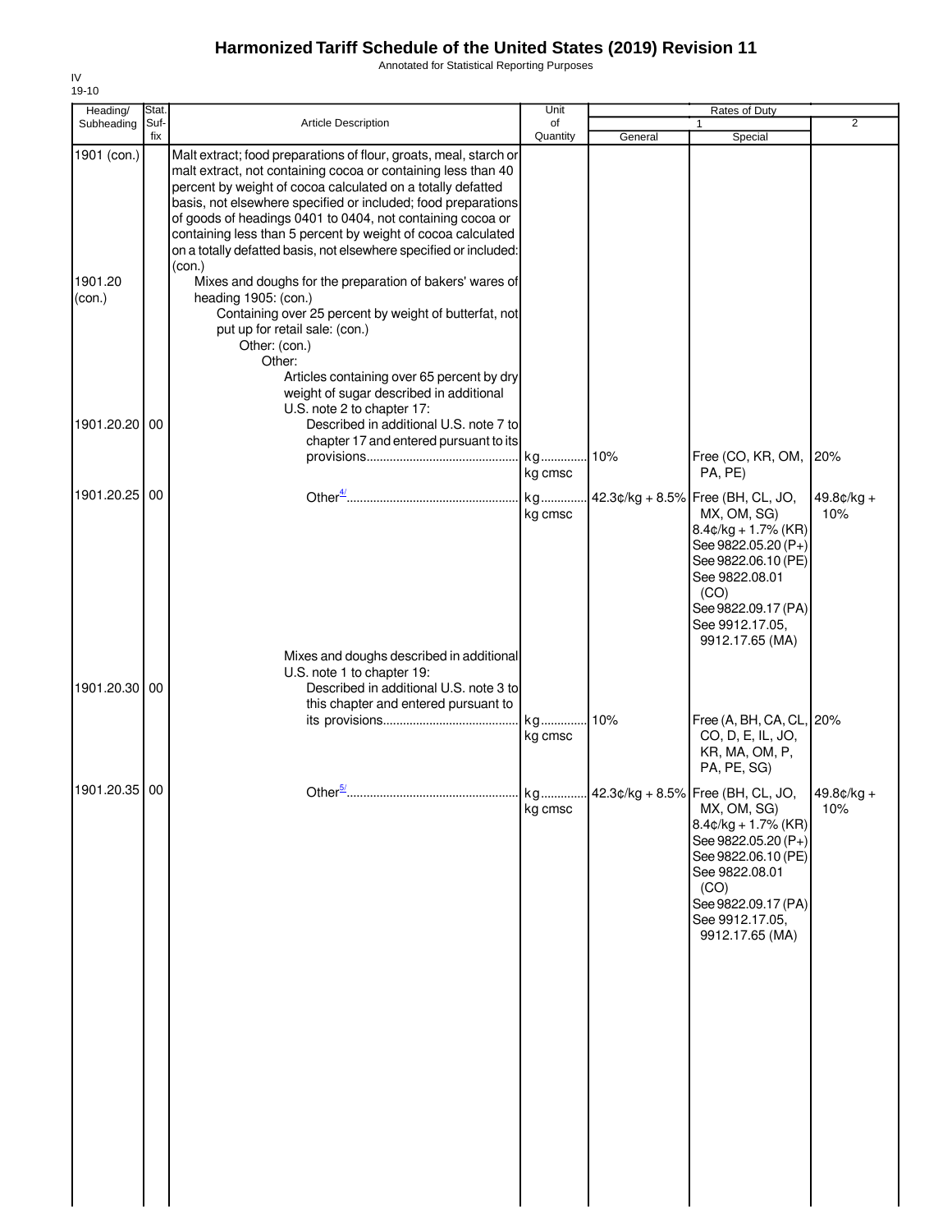# Harmonized Tariff Schedule of the United States (2019) Revision 11

Annotated for Statistical Reporting Purposes

IV
19-10

| Heading/ Subheading | Stat. Suf- fix | Article Description | Unit of Quantity | Rates of Duty 1 General | Special | 2 |
|---|---|---|---|---|---|---|
| 1901 (con.) | | Malt extract; food preparations of flour, groats, meal, starch or malt extract, not containing cocoa or containing less than 40 percent by weight of cocoa calculated on a totally defatted basis, not elsewhere specified or included; food preparations of goods of headings 0401 to 0404, not containing cocoa or containing less than 5 percent by weight of cocoa calculated on a totally defatted basis, not elsewhere specified or included: (con.) | | | | |
| 1901.20 (con.) | | Mixes and doughs for the preparation of bakers' wares of heading 1905: (con.) | | | | |
| | | Containing over 25 percent by weight of butterfat, not put up for retail sale: (con.) | | | | |
| | | Other: (con.) | | | | |
| | | Other: | | | | |
| | | Articles containing over 65 percent by dry weight of sugar described in additional U.S. note 2 to chapter 17: | | | | |
| 1901.20.20 | 00 | Described in additional U.S. note 7 to chapter 17 and entered pursuant to its provisions | kg kg cmsc | 10% | Free (CO, KR, OM, PA, PE) | 20% |
| 1901.20.25 | 00 | Other[4/] | kg kg cmsc | 42.3¢/kg + 8.5% | Free (BH, CL, JO, MX, OM, SG) 8.4¢/kg + 1.7% (KR) See 9822.05.20 (P+) See 9822.06.10 (PE) See 9822.08.01 (CO) See 9822.09.17 (PA) See 9912.17.05, 9912.17.65 (MA) | 49.8¢/kg + 10% |
| | | Mixes and doughs described in additional U.S. note 1 to chapter 19: | | | | |
| 1901.20.30 | 00 | Described in additional U.S. note 3 to this chapter and entered pursuant to its provisions | kg kg cmsc | 10% | Free (A, BH, CA, CL, CO, D, E, IL, JO, KR, MA, OM, P, PA, PE, SG) | 20% |
| 1901.20.35 | 00 | Other[5/] | kg kg cmsc | 42.3¢/kg + 8.5% | Free (BH, CL, JO, MX, OM, SG) 8.4¢/kg + 1.7% (KR) See 9822.05.20 (P+) See 9822.06.10 (PE) See 9822.08.01 (CO) See 9822.09.17 (PA) See 9912.17.05, 9912.17.65 (MA) | 49.8¢/kg + 10% |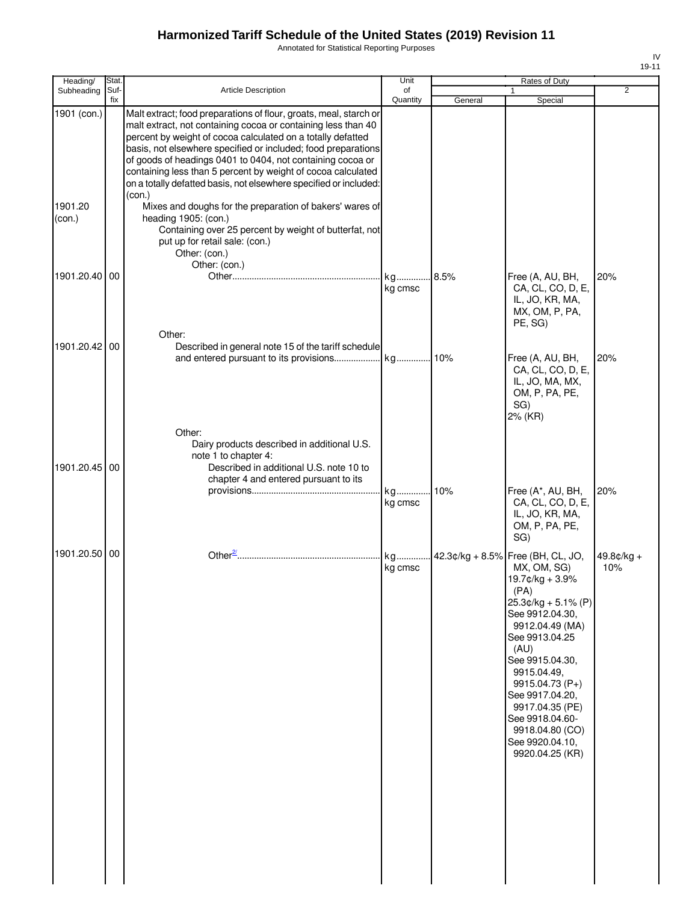# Harmonized Tariff Schedule of the United States (2019) Revision 11

Annotated for Statistical Reporting Purposes

IV
19-11

| Heading/ Subheading | Stat. Suf- fix | Article Description | Unit of Quantity | Rates of Duty 1 General | Special | 2 |
|---|---|---|---|---|---|---|
| 1901 (con.) | | Malt extract; food preparations of flour, groats, meal, starch or malt extract, not containing cocoa or containing less than 40 percent by weight of cocoa calculated on a totally defatted basis, not elsewhere specified or included; food preparations of goods of headings 0401 to 0404, not containing cocoa or containing less than 5 percent by weight of cocoa calculated on a totally defatted basis, not elsewhere specified or included: (con.) | | | | |
| 1901.20 (con.) | | Mixes and doughs for the preparation of bakers' wares of heading 1905: (con.) | | | | |
| | | Containing over 25 percent by weight of butterfat, not put up for retail sale: (con.) | | | | |
| | | Other: (con.) | | | | |
| | | Other: (con.) | | | | |
| 1901.20.40 | 00 | Other | kg kg cmsc | 8.5% | Free (A, AU, BH, CA, CL, CO, D, E, IL, JO, KR, MA, MX, OM, P, PA, PE, SG) | 20% |
| | | Other: | | | | |
| 1901.20.42 | 00 | Described in general note 15 of the tariff schedule and entered pursuant to its provisions | kg | 10% | Free (A, AU, BH, CA, CL, CO, D, E, IL, JO, MA, MX, OM, P, PA, PE, SG) 2% (KR) | 20% |
| | | Other: | | | | |
| | | Dairy products described in additional U.S. note 1 to chapter 4: | | | | |
| 1901.20.45 | 00 | Described in additional U.S. note 10 to chapter 4 and entered pursuant to its provisions | kg kg cmsc | 10% | Free (A*, AU, BH, CA, CL, CO, D, E, IL, JO, KR, MA, OM, P, PA, PE, SG) | 20% |
| 1901.20.50 | 00 | Other[2] | kg kg cmsc | 42.3¢/kg + 8.5% | Free (BH, CL, JO, MX, OM, SG) 19.7¢/kg + 3.9% (PA) 25.3¢/kg + 5.1% (P) See 9912.04.30, 9912.04.49 (MA) See 9913.04.25 (AU) See 9915.04.30, 9915.04.49, 9915.04.73 (P+) See 9917.04.20, 9917.04.35 (PE) See 9918.04.60-9918.04.80 (CO) See 9920.04.10, 9920.04.25 (KR) | 49.8¢/kg + 10% |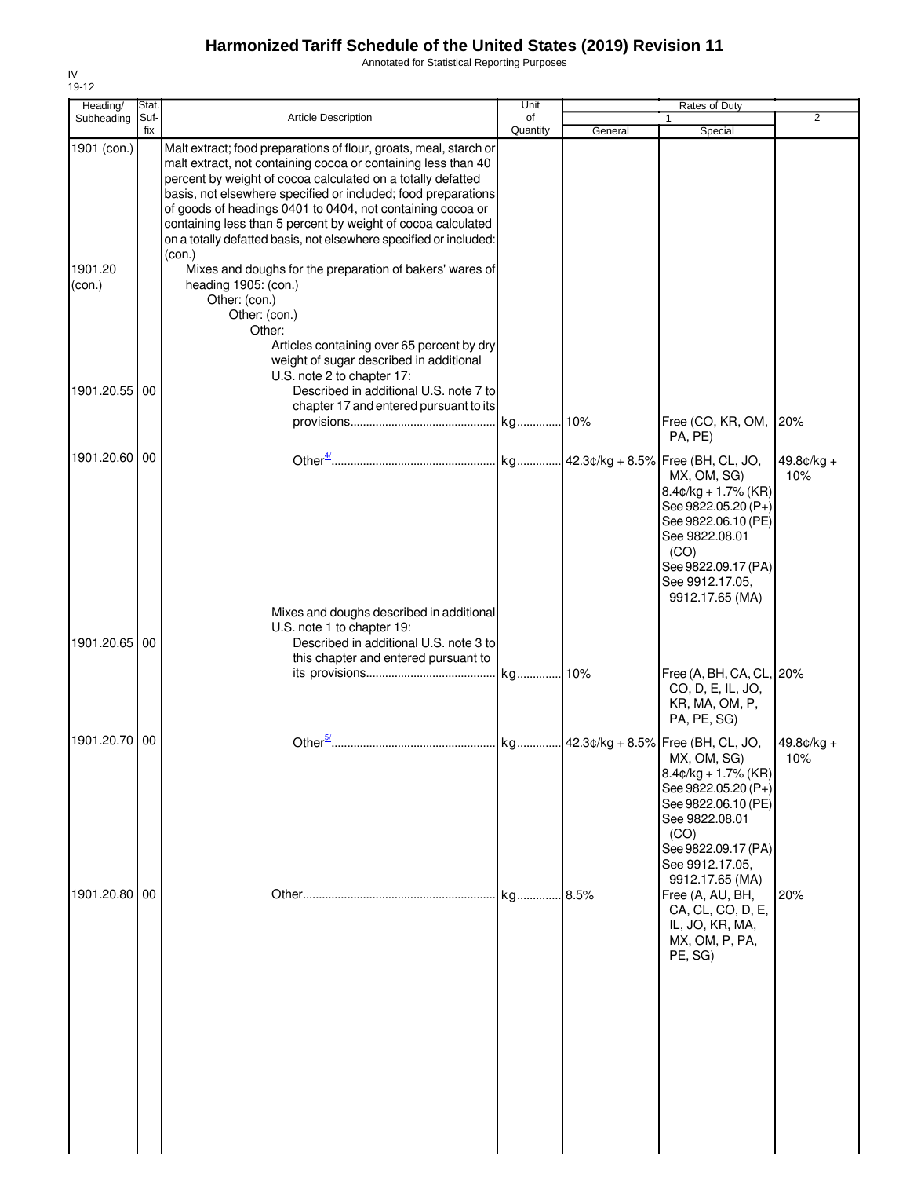# Harmonized Tariff Schedule of the United States (2019) Revision 11

Annotated for Statistical Reporting Purposes

IV
19-12

| Heading/ Subheading | Stat. Suf-fix | Article Description | Unit of Quantity | Rates of Duty 1 General | Special | 2 |
|---|---|---|---|---|---|---|
| 1901 (con.) | | Malt extract; food preparations of flour, groats, meal, starch or malt extract, not containing cocoa or containing less than 40 percent by weight of cocoa calculated on a totally defatted basis, not elsewhere specified or included; food preparations of goods of headings 0401 to 0404, not containing cocoa or containing less than 5 percent by weight of cocoa calculated on a totally defatted basis, not elsewhere specified or included: (con.) | | | | |
| 1901.20 (con.) | | Mixes and doughs for the preparation of bakers' wares of heading 1905: (con.) | | | | |
| | | Other: (con.) | | | | |
| | | Other: (con.) | | | | |
| | | Other: | | | | |
| | | Articles containing over 65 percent by dry weight of sugar described in additional U.S. note 2 to chapter 17: | | | | |
| 1901.20.55 | 00 | Described in additional U.S. note 7 to chapter 17 and entered pursuant to its provisions | kg | 10% | Free (CO, KR, OM, PA, PE) | 20% |
| 1901.20.60 | 00 | Other[4/] | kg | 42.3¢/kg + 8.5% | Free (BH, CL, JO, MX, OM, SG) 8.4¢/kg + 1.7% (KR) See 9822.05.20 (P+) See 9822.06.10 (PE) See 9822.08.01 (CO) See 9822.09.17 (PA) See 9912.17.05, 9912.17.65 (MA) | 49.8¢/kg + 10% |
| | | Mixes and doughs described in additional U.S. note 1 to chapter 19: | | | | |
| 1901.20.65 | 00 | Described in additional U.S. note 3 to this chapter and entered pursuant to its provisions | kg | 10% | Free (A, BH, CA, CL, CO, D, E, IL, JO, KR, MA, OM, P, PA, PE, SG) | 20% |
| 1901.20.70 | 00 | Other[5/] | kg | 42.3¢/kg + 8.5% | Free (BH, CL, JO, MX, OM, SG) 8.4¢/kg + 1.7% (KR) See 9822.05.20 (P+) See 9822.06.10 (PE) See 9822.08.01 (CO) See 9822.09.17 (PA) See 9912.17.05, 9912.17.65 (MA) | 49.8¢/kg + 10% |
| 1901.20.80 | 00 | Other | kg | 8.5% | Free (A, AU, BH, CA, CL, CO, D, E, IL, JO, KR, MA, MX, OM, P, PA, PE, SG) | 20% |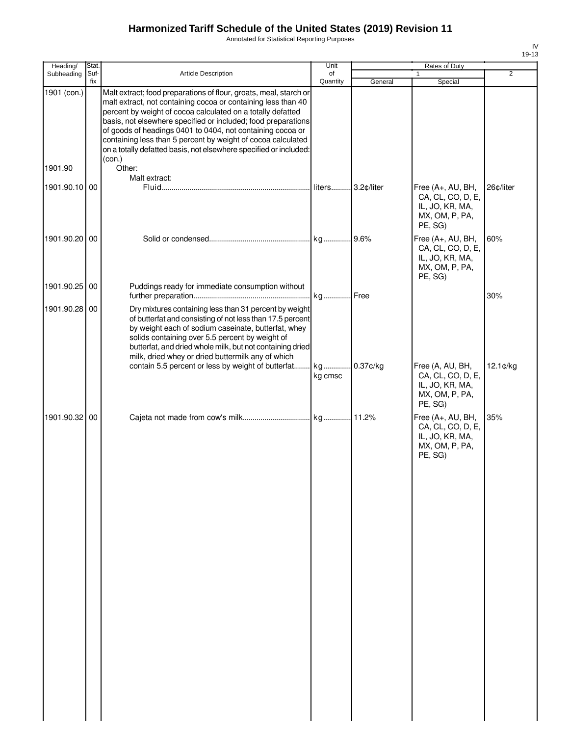# Harmonized Tariff Schedule of the United States (2019) Revision 11

Annotated for Statistical Reporting Purposes

| Heading/ Subheading | Stat. Suf- fix | Article Description | Unit of Quantity | Rates of Duty | | |
|---|---|---|---|---|---|---|
| | | | | 1 | | 2 |
| | | | | General | Special | |
| 1901 (con.) | | Malt extract; food preparations of flour, groats, meal, starch or malt extract, not containing cocoa or containing less than 40 percent by weight of cocoa calculated on a totally defatted basis, not elsewhere specified or included; food preparations of goods of headings 0401 to 0404, not containing cocoa or containing less than 5 percent by weight of cocoa calculated on a totally defatted basis, not elsewhere specified or included: (con.) | | | | |
| 1901.90 | | Other: | | | | |
| | | Malt extract: | | | | |
| 1901.90.10 | 00 | Fluid | liters | 3.2¢/liter | Free (A+, AU, BH, CA, CL, CO, D, E, IL, JO, KR, MA, MX, OM, P, PA, PE, SG) | 26¢/liter |
| 1901.90.20 | 00 | Solid or condensed | kg | 9.6% | Free (A+, AU, BH, CA, CL, CO, D, E, IL, JO, KR, MA, MX, OM, P, PA, PE, SG) | 60% |
| 1901.90.25 | 00 | Puddings ready for immediate consumption without further preparation | kg | Free | | 30% |
| 1901.90.28 | 00 | Dry mixtures containing less than 31 percent by weight of butterfat and consisting of not less than 17.5 percent by weight each of sodium caseinate, butterfat, whey solids containing over 5.5 percent by weight of butterfat, and dried whole milk, but not containing dried milk, dried whey or dried buttermilk any of which contain 5.5 percent or less by weight of butterfat | kg<br>kg cmsc | 0.37¢/kg | Free (A, AU, BH, CA, CL, CO, D, E, IL, JO, KR, MA, MX, OM, P, PA, PE, SG) | 12.1¢/kg |
| 1901.90.32 | 00 | Cajeta not made from cow's milk | kg | 11.2% | Free (A+, AU, BH, CA, CL, CO, D, E, IL, JO, KR, MA, MX, OM, P, PA, PE, SG) | 35% |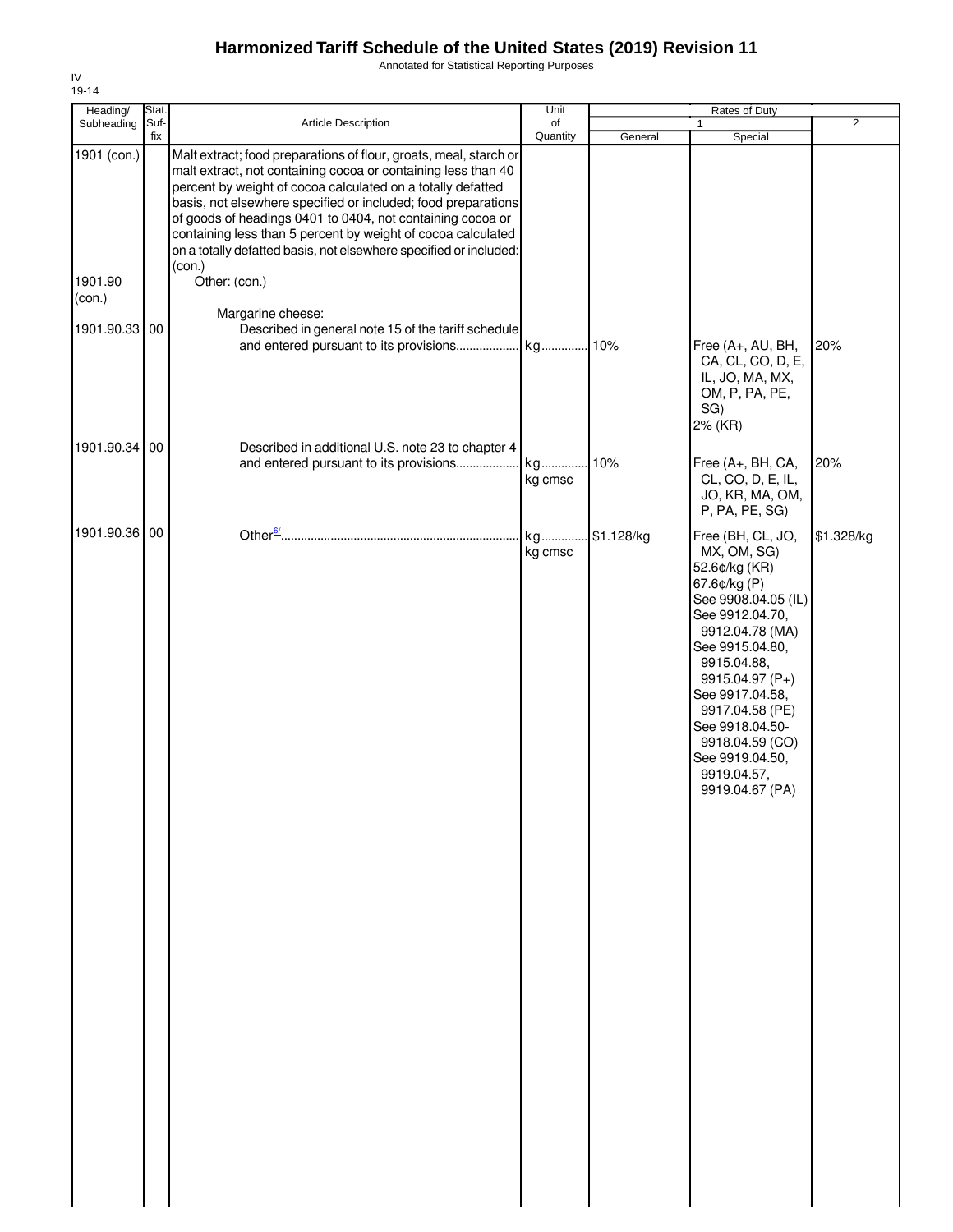# Harmonized Tariff Schedule of the United States (2019) Revision 11

Annotated for Statistical Reporting Purposes

IV
19-14

| Heading/ Subheading | Stat. Suf- fix | Article Description | Unit of Quantity | Rates of Duty 1 General | Special | 2 |
|---|---|---|---|---|---|---|
| 1901 (con.) | | Malt extract; food preparations of flour, groats, meal, starch or malt extract, not containing cocoa or containing less than 40 percent by weight of cocoa calculated on a totally defatted basis, not elsewhere specified or included; food preparations of goods of headings 0401 to 0404, not containing cocoa or containing less than 5 percent by weight of cocoa calculated on a totally defatted basis, not elsewhere specified or included: (con.) | | | | |
| 1901.90 (con.) | | Other: (con.) | | | | |
| | | Margarine cheese: | | | | |
| 1901.90.33 | 00 | Described in general note 15 of the tariff schedule and entered pursuant to its provisions | kg | 10% | Free (A+, AU, BH, CA, CL, CO, D, E, IL, JO, MA, MX, OM, P, PA, PE, SG)<br>2% (KR) | 20% |
| 1901.90.34 | 00 | Described in additional U.S. note 23 to chapter 4 and entered pursuant to its provisions | kg<br>kg cmsc | 10% | Free (A+, BH, CA, CL, CO, D, E, IL, JO, KR, MA, OM, P, PA, PE, SG) | 20% |
| 1901.90.36 | 00 | Other[6/] | kg<br>kg cmsc | $1.128/kg | Free (BH, CL, JO, MX, OM, SG)<br>52.6¢/kg (KR)<br>67.6¢/kg (P)<br>See 9908.04.05 (IL)<br>See 9912.04.70, 9912.04.78 (MA)<br>See 9915.04.80, 9915.04.88, 9915.04.97 (P+)<br>See 9917.04.58, 9917.04.58 (PE)<br>See 9918.04.50-9918.04.59 (CO)<br>See 9919.04.50, 9919.04.57, 9919.04.67 (PA) | $1.328/kg |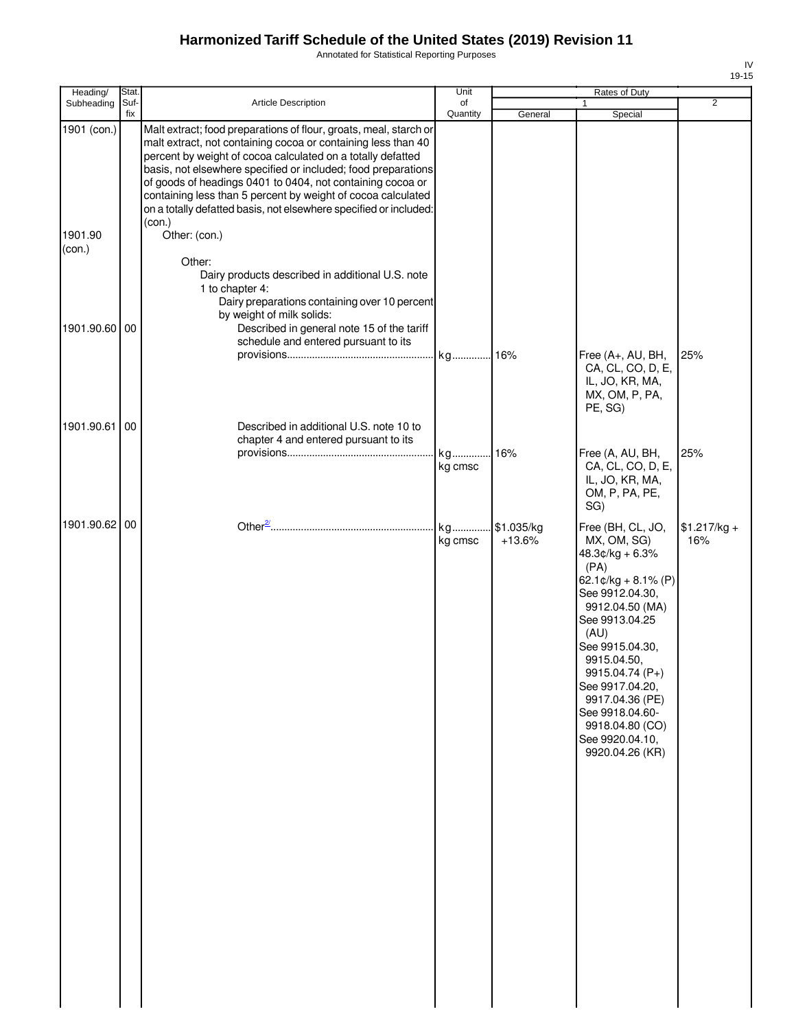# Harmonized Tariff Schedule of the United States (2019) Revision 11

Annotated for Statistical Reporting Purposes

IV
19-15

| Heading/ Subheading | Stat. Suf- fix | Article Description | Unit of Quantity | Rates of Duty 1 General | Special | 2 |
|---|---|---|---|---|---|---|
| 1901 (con.) | | Malt extract; food preparations of flour, groats, meal, starch or malt extract, not containing cocoa or containing less than 40 percent by weight of cocoa calculated on a totally defatted basis, not elsewhere specified or included; food preparations of goods of headings 0401 to 0404, not containing cocoa or containing less than 5 percent by weight of cocoa calculated on a totally defatted basis, not elsewhere specified or included: (con.) | | | | |
| 1901.90 (con.) | | Other: (con.) | | | | |
| | | Other: | | | | |
| | | Dairy products described in additional U.S. note 1 to chapter 4: | | | | |
| | | Dairy preparations containing over 10 percent by weight of milk solids: | | | | |
| 1901.90.60 | 00 | Described in general note 15 of the tariff schedule and entered pursuant to its provisions | kg | 16% | Free (A+, AU, BH, CA, CL, CO, D, E, IL, JO, KR, MA, MX, OM, P, PA, PE, SG) | 25% |
| 1901.90.61 | 00 | Described in additional U.S. note 10 to chapter 4 and entered pursuant to its provisions | kg<br>kg cmsc | 16% | Free (A, AU, BH, CA, CL, CO, D, E, IL, JO, KR, MA, OM, P, PA, PE, SG) | 25% |
| 1901.90.62 | 00 | Other[2/] | kg<br>kg cmsc | $1.035/kg +13.6% | Free (BH, CL, JO, MX, OM, SG)<br>48.3¢/kg + 6.3% (PA)<br>62.1¢/kg + 8.1% (P)<br>See 9912.04.30, 9912.04.50 (MA)<br>See 9913.04.25 (AU)<br>See 9915.04.30, 9915.04.50, 9915.04.74 (P+)<br>See 9917.04.20, 9917.04.36 (PE)<br>See 9918.04.60-9918.04.80 (CO)<br>See 9920.04.10, 9920.04.26 (KR) | $1.217/kg + 16% |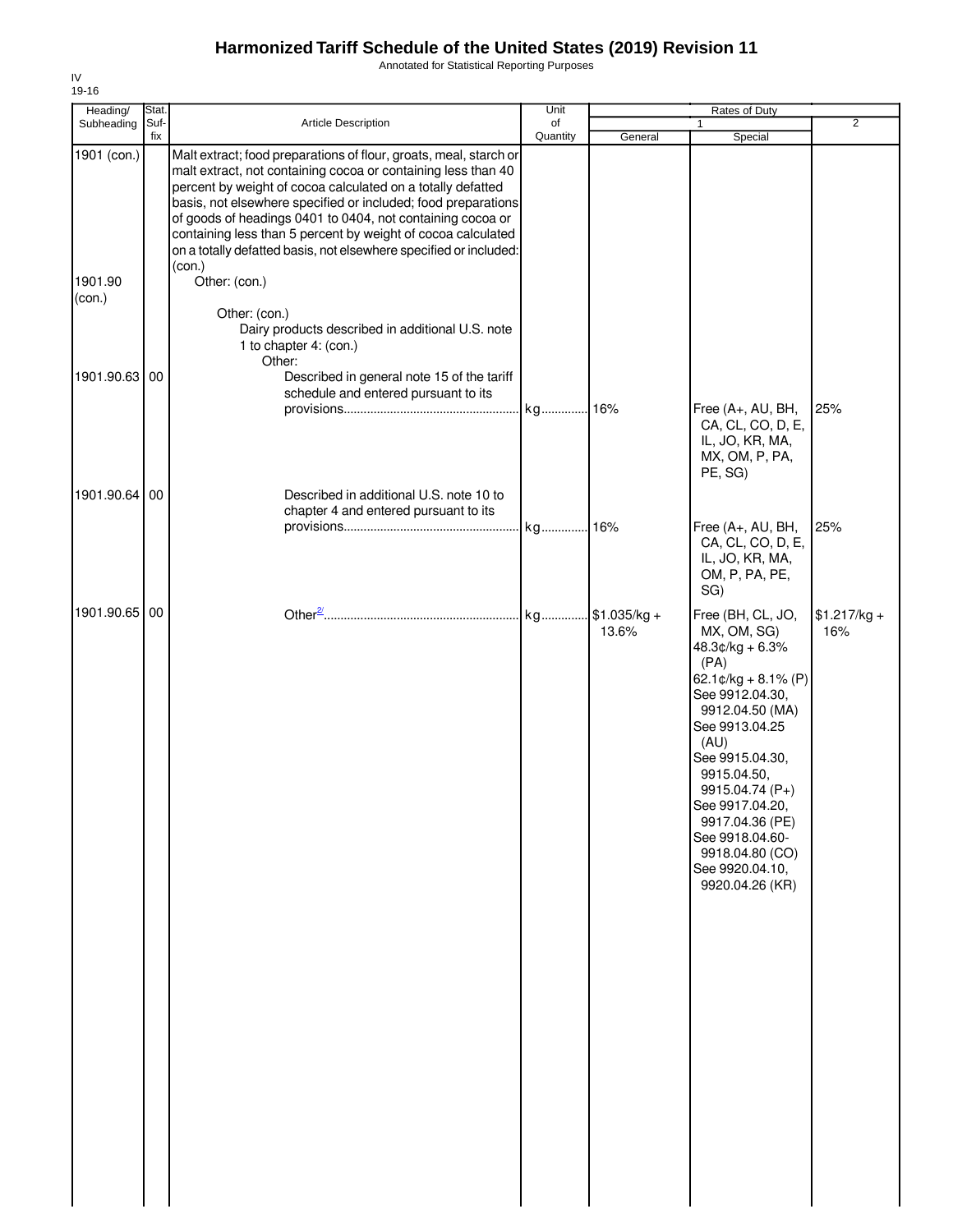# Harmonized Tariff Schedule of the United States (2019) Revision 11

Annotated for Statistical Reporting Purposes

IV
19-16

| Heading/ Subheading | Stat. Suf- fix | Article Description | Unit of Quantity | Rates of Duty 1 General | Special | 2 |
|---|---|---|---|---|---|---|
| 1901 (con.) | | Malt extract; food preparations of flour, groats, meal, starch or malt extract, not containing cocoa or containing less than 40 percent by weight of cocoa calculated on a totally defatted basis, not elsewhere specified or included; food preparations of goods of headings 0401 to 0404, not containing cocoa or containing less than 5 percent by weight of cocoa calculated on a totally defatted basis, not elsewhere specified or included: (con.) | | | | |
| 1901.90 (con.) | | Other: (con.) | | | | |
| | | Other: (con.) | | | | |
| | | Dairy products described in additional U.S. note 1 to chapter 4: (con.) | | | | |
| | | Other: | | | | |
| 1901.90.63 | 00 | Described in general note 15 of the tariff schedule and entered pursuant to its provisions | kg | 16% | Free (A+, AU, BH, CA, CL, CO, D, E, IL, JO, KR, MA, MX, OM, P, PA, PE, SG) | 25% |
| 1901.90.64 | 00 | Described in additional U.S. note 10 to chapter 4 and entered pursuant to its provisions | kg | 16% | Free (A+, AU, BH, CA, CL, CO, D, E, IL, JO, KR, MA, OM, P, PA, PE, SG) | 25% |
| 1901.90.65 | 00 | Other[2/] | kg | $1.035/kg + 13.6% | Free (BH, CL, JO, MX, OM, SG)<br>48.3¢/kg + 6.3% (PA)<br>62.1¢/kg + 8.1% (P)<br>See 9912.04.30, 9912.04.50 (MA)<br>See 9913.04.25 (AU)<br>See 9915.04.30, 9915.04.50, 9915.04.74 (P+)<br>See 9917.04.20, 9917.04.36 (PE)<br>See 9918.04.60-9918.04.80 (CO)<br>See 9920.04.10, 9920.04.26 (KR) | $1.217/kg + 16% |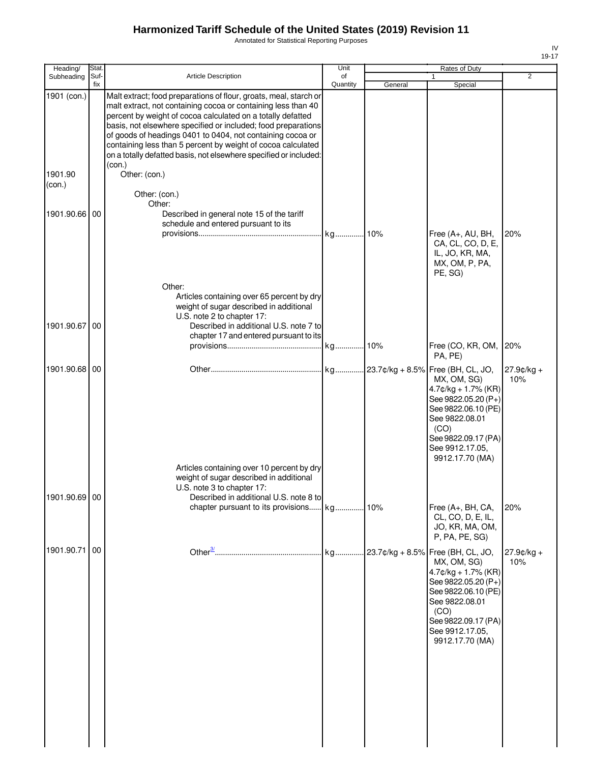# Harmonized Tariff Schedule of the United States (2019) Revision 11

Annotated for Statistical Reporting Purposes

IV
19-17

| Heading/ Subheading | Stat. Suf- fix | Article Description | Unit of Quantity | Rates of Duty 1 General | Special | 2 |
|---|---|---|---|---|---|---|
| 1901 (con.) | | Malt extract; food preparations of flour, groats, meal, starch or malt extract, not containing cocoa or containing less than 40 percent by weight of cocoa calculated on a totally defatted basis, not elsewhere specified or included; food preparations of goods of headings 0401 to 0404, not containing cocoa or containing less than 5 percent by weight of cocoa calculated on a totally defatted basis, not elsewhere specified or included: (con.) | | | | |
| 1901.90 (con.) | | Other: (con.) | | | | |
| | | Other: (con.) | | | | |
| | | Other: | | | | |
| 1901.90.66 | 00 | Described in general note 15 of the tariff schedule and entered pursuant to its provisions | kg | 10% | Free (A+, AU, BH, CA, CL, CO, D, E, IL, JO, KR, MA, MX, OM, P, PA, PE, SG) | 20% |
| | | Other: | | | | |
| | | Articles containing over 65 percent by dry weight of sugar described in additional U.S. note 2 to chapter 17: | | | | |
| 1901.90.67 | 00 | Described in additional U.S. note 7 to chapter 17 and entered pursuant to its provisions | kg | 10% | Free (CO, KR, OM, PA, PE) | 20% |
| 1901.90.68 | 00 | Other | kg | 23.7¢/kg + 8.5% | Free (BH, CL, JO, MX, OM, SG) 4.7¢/kg + 1.7% (KR) See 9822.05.20 (P+) See 9822.06.10 (PE) See 9822.08.01 (CO) See 9822.09.17 (PA) See 9912.17.05, 9912.17.70 (MA) | 27.9¢/kg + 10% |
| | | Articles containing over 10 percent by dry weight of sugar described in additional U.S. note 3 to chapter 17: | | | | |
| 1901.90.69 | 00 | Described in additional U.S. note 8 to chapter pursuant to its provisions | kg | 10% | Free (A+, BH, CA, CL, CO, D, E, IL, JO, KR, MA, OM, P, PA, PE, SG) | 20% |
| 1901.90.71 | 00 | Other[3/] | kg | 23.7¢/kg + 8.5% | Free (BH, CL, JO, MX, OM, SG) 4.7¢/kg + 1.7% (KR) See 9822.05.20 (P+) See 9822.06.10 (PE) See 9822.08.01 (CO) See 9822.09.17 (PA) See 9912.17.05, 9912.17.70 (MA) | 27.9¢/kg + 10% |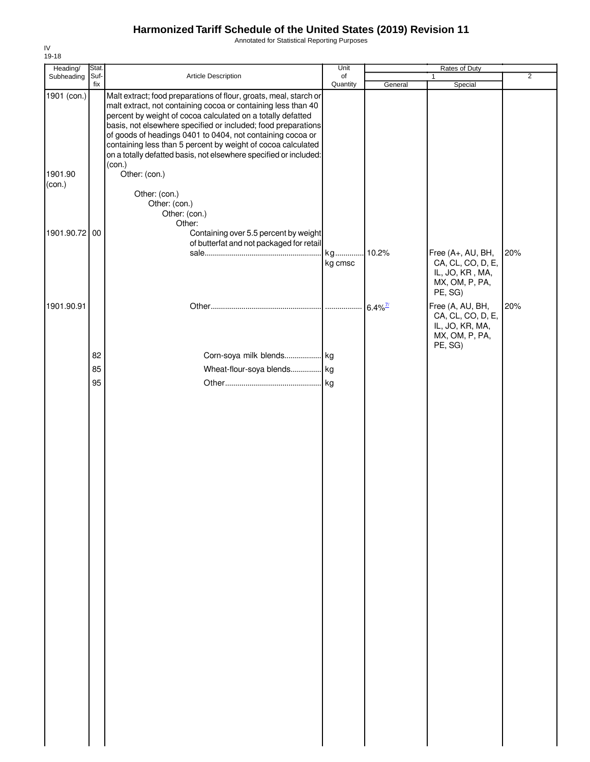# Harmonized Tariff Schedule of the United States (2019) Revision 11

Annotated for Statistical Reporting Purposes

IV
19-18

| Heading/ Subheading | Stat. Suf- fix | Article Description | Unit of Quantity | Rates of Duty | | |
|---|---|---|---|---|---|---|
| | | | | 1 | | 2 |
| | | | | General | Special | |
| 1901 (con.) | | Malt extract; food preparations of flour, groats, meal, starch or malt extract, not containing cocoa or containing less than 40 percent by weight of cocoa calculated on a totally defatted basis, not elsewhere specified or included; food preparations of goods of headings 0401 to 0404, not containing cocoa or containing less than 5 percent by weight of cocoa calculated on a totally defatted basis, not elsewhere specified or included: (con.) | | | | |
| 1901.90 (con.) | | Other: (con.) | | | | |
| | | Other: (con.) | | | | |
| | | Other: (con.) | | | | |
| | | Other: (con.) | | | | |
| | | Other: | | | | |
| 1901.90.72 | 00 | Containing over 5.5 percent by weight of butterfat and not packaged for retail sale | kg<br>kg cmsc | 10.2% | Free (A+, AU, BH, CA, CL, CO, D, E, IL, JO, KR , MA, MX, OM, P, PA, PE, SG) | 20% |
| 1901.90.91 | | Other | | 6.4%[7/] | Free (A, AU, BH, CA, CL, CO, D, E, IL, JO, KR, MA, MX, OM, P, PA, PE, SG) | 20% |
| | 82 | Corn-soya milk blends | kg | | | |
| | 85 | Wheat-flour-soya blends | kg | | | |
| | 95 | Other | kg | | | |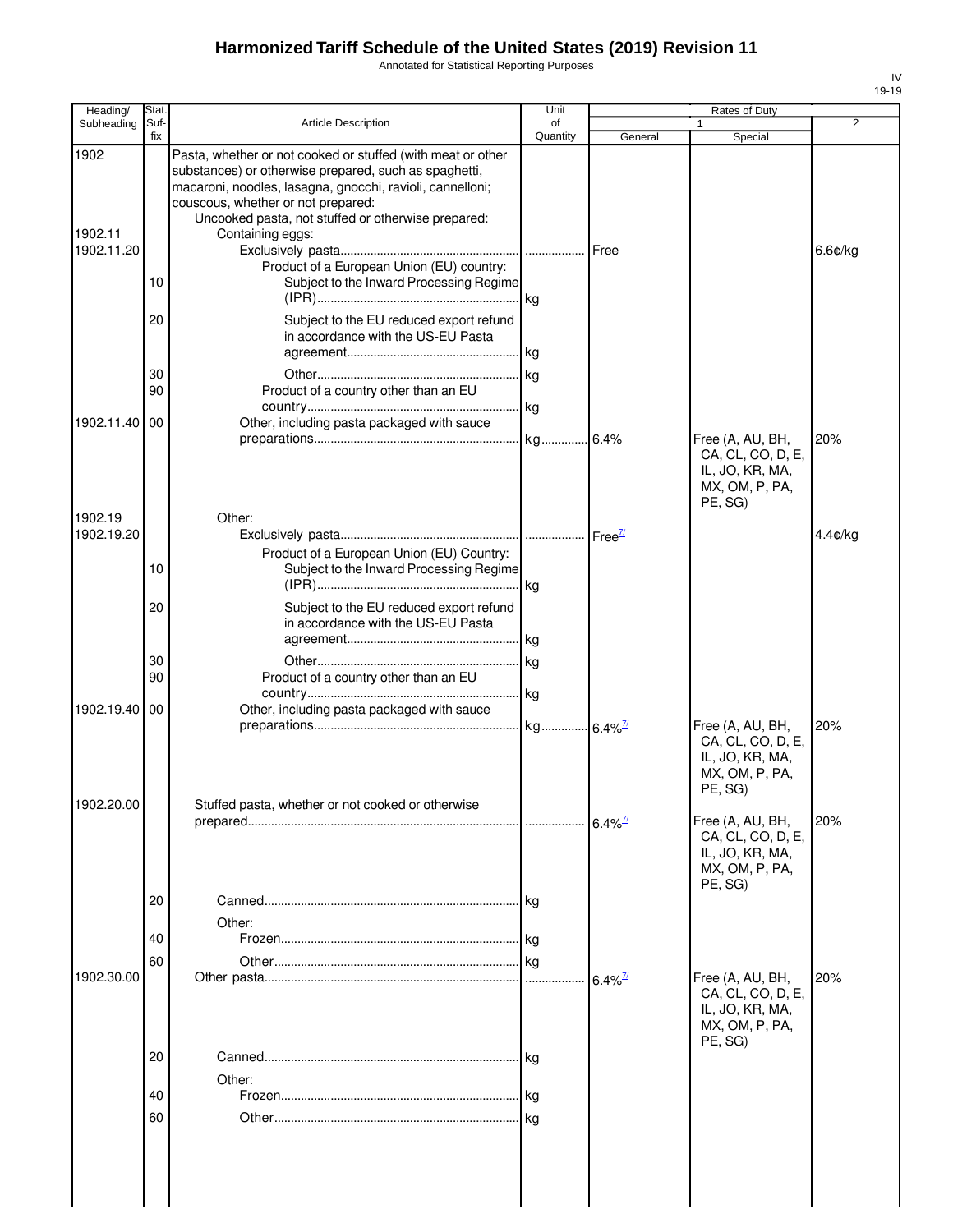# Harmonized Tariff Schedule of the United States (2019) Revision 11

Annotated for Statistical Reporting Purposes

IV
19-19

| Heading/ Subheading | Stat. Suf- fix | Article Description | Unit of Quantity | Rates of Duty 1 General | Special | 2 |
|---|---|---|---|---|---|---|
| 1902 | | Pasta, whether or not cooked or stuffed (with meat or other substances) or otherwise prepared, such as spaghetti, macaroni, noodles, lasagna, gnocchi, ravioli, cannelloni; couscous, whether or not prepared: | | | | |
| | | Uncooked pasta, not stuffed or otherwise prepared: | | | | |
| 1902.11 | | Containing eggs: | | | | |
| 1902.11.20 | | Exclusively pasta | | Free | | 6.6¢/kg |
| | | Product of a European Union (EU) country: | | | | |
| | 10 | Subject to the Inward Processing Regime (IPR) | kg | | | |
| | 20 | Subject to the EU reduced export refund in accordance with the US-EU Pasta agreement | kg | | | |
| | 30 | Other | kg | | | |
| | 90 | Product of a country other than an EU country | kg | | | |
| 1902.11.40 | 00 | Other, including pasta packaged with sauce preparations | kg | 6.4% | Free (A, AU, BH, CA, CL, CO, D, E, IL, JO, KR, MA, MX, OM, P, PA, PE, SG) | 20% |
| 1902.19 | | Other: | | | | |
| 1902.19.20 | | Exclusively pasta | | Free[7/] | | 4.4¢/kg |
| | | Product of a European Union (EU) Country: | | | | |
| | 10 | Subject to the Inward Processing Regime (IPR) | kg | | | |
| | 20 | Subject to the EU reduced export refund in accordance with the US-EU Pasta agreement | kg | | | |
| | 30 | Other | kg | | | |
| | 90 | Product of a country other than an EU country | kg | | | |
| 1902.19.40 | 00 | Other, including pasta packaged with sauce preparations | kg | 6.4%[7/] | Free (A, AU, BH, CA, CL, CO, D, E, IL, JO, KR, MA, MX, OM, P, PA, PE, SG) | 20% |
| 1902.20.00 | | Stuffed pasta, whether or not cooked or otherwise prepared | | 6.4%[7/] | Free (A, AU, BH, CA, CL, CO, D, E, IL, JO, KR, MA, MX, OM, P, PA, PE, SG) | 20% |
| | 20 | Canned | kg | | | |
| | | Other: | | | | |
| | 40 | Frozen | kg | | | |
| | 60 | Other | kg | | | |
| 1902.30.00 | | Other pasta | | 6.4%[7/] | Free (A, AU, BH, CA, CL, CO, D, E, IL, JO, KR, MA, MX, OM, P, PA, PE, SG) | 20% |
| | 20 | Canned | kg | | | |
| | | Other: | | | | |
| | 40 | Frozen | kg | | | |
| | 60 | Other | kg | | | |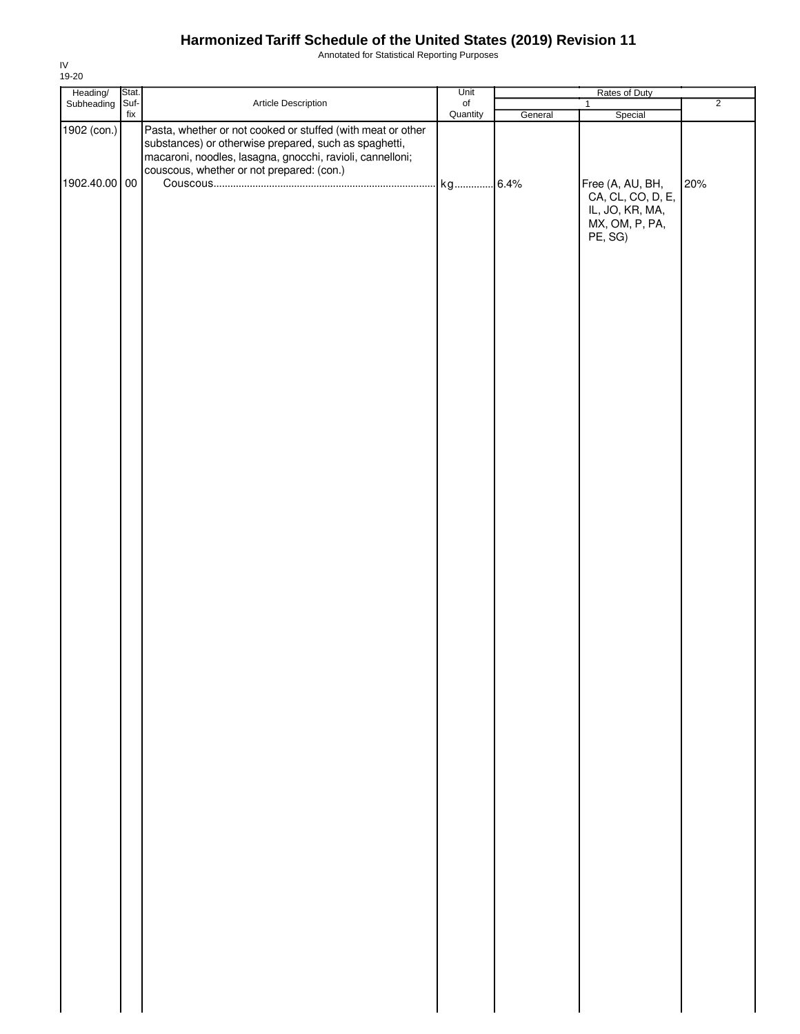# Harmonized Tariff Schedule of the United States (2019) Revision 11

Annotated for Statistical Reporting Purposes

IV
19-20

| Heading/ Subheading | Stat. Suf- fix | Article Description | Unit of Quantity | Rates of Duty 1 General | Rates of Duty 1 Special | Rates of Duty 2 |
|---|---|---|---|---|---|---|
| 1902 (con.) | | Pasta, whether or not cooked or stuffed (with meat or other substances) or otherwise prepared, such as spaghetti, macaroni, noodles, lasagna, gnocchi, ravioli, cannelloni; couscous, whether or not prepared: (con.) | | | | |
| 1902.40.00 | 00 | Couscous | kg | 6.4% | Free (A, AU, BH, CA, CL, CO, D, E, IL, JO, KR, MA, MX, OM, P, PA, PE, SG) | 20% |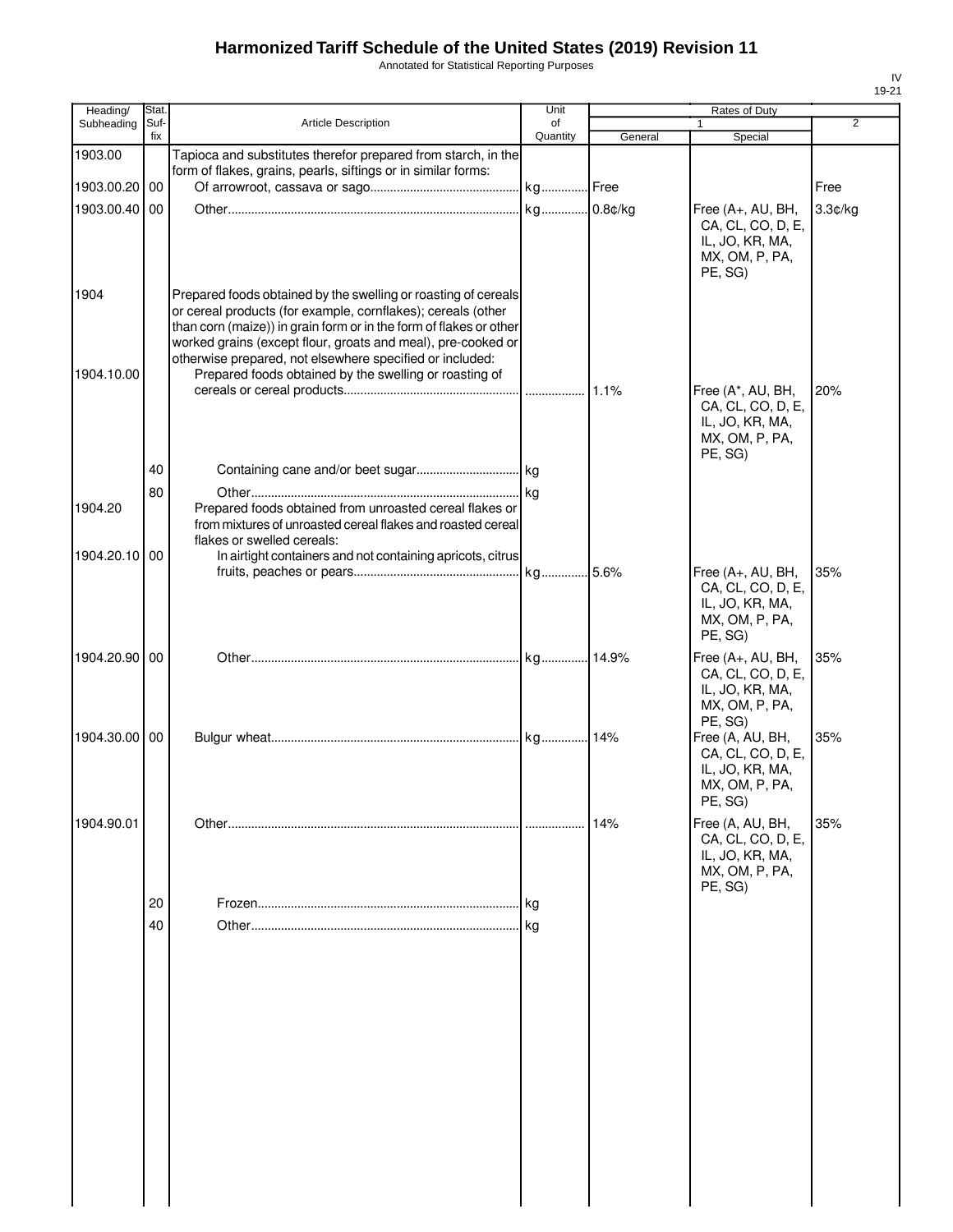# Harmonized Tariff Schedule of the United States (2019) Revision 11

Annotated for Statistical Reporting Purposes

| Heading/ Subheading | Stat. Suf- fix | Article Description | Unit of Quantity | Rates of Duty 1 General | Special | 2 |
|---|---|---|---|---|---|---|
| 1903.00 | | Tapioca and substitutes therefor prepared from starch, in the form of flakes, grains, pearls, siftings or in similar forms: | | | | |
| 1903.00.20 | 00 | Of arrowroot, cassava or sago | kg | Free | | Free |
| 1903.00.40 | 00 | Other | kg | 0.8¢/kg | Free (A+, AU, BH, CA, CL, CO, D, E, IL, JO, KR, MA, MX, OM, P, PA, PE, SG) | 3.3¢/kg |
| 1904 | | Prepared foods obtained by the swelling or roasting of cereals or cereal products (for example, cornflakes); cereals (other than corn (maize)) in grain form or in the form of flakes or other worked grains (except flour, groats and meal), pre-cooked or otherwise prepared, not elsewhere specified or included: | | | | |
| 1904.10.00 | | Prepared foods obtained by the swelling or roasting of cereals or cereal products | | 1.1% | Free (A*, AU, BH, CA, CL, CO, D, E, IL, JO, KR, MA, MX, OM, P, PA, PE, SG) | 20% |
| | 40 | Containing cane and/or beet sugar | kg | | | |
| | 80 | Other | kg | | | |
| 1904.20 | | Prepared foods obtained from unroasted cereal flakes or from mixtures of unroasted cereal flakes and roasted cereal flakes or swelled cereals: | | | | |
| 1904.20.10 | 00 | In airtight containers and not containing apricots, citrus fruits, peaches or pears | kg | 5.6% | Free (A+, AU, BH, CA, CL, CO, D, E, IL, JO, KR, MA, MX, OM, P, PA, PE, SG) | 35% |
| 1904.20.90 | 00 | Other | kg | 14.9% | Free (A+, AU, BH, CA, CL, CO, D, E, IL, JO, KR, MA, MX, OM, P, PA, PE, SG) | 35% |
| 1904.30.00 | 00 | Bulgur wheat | kg | 14% | Free (A, AU, BH, CA, CL, CO, D, E, IL, JO, KR, MA, MX, OM, P, PA, PE, SG) | 35% |
| 1904.90.01 | | Other | | 14% | Free (A, AU, BH, CA, CL, CO, D, E, IL, JO, KR, MA, MX, OM, P, PA, PE, SG) | 35% |
| | 20 | Frozen | kg | | | |
| | 40 | Other | kg | | | |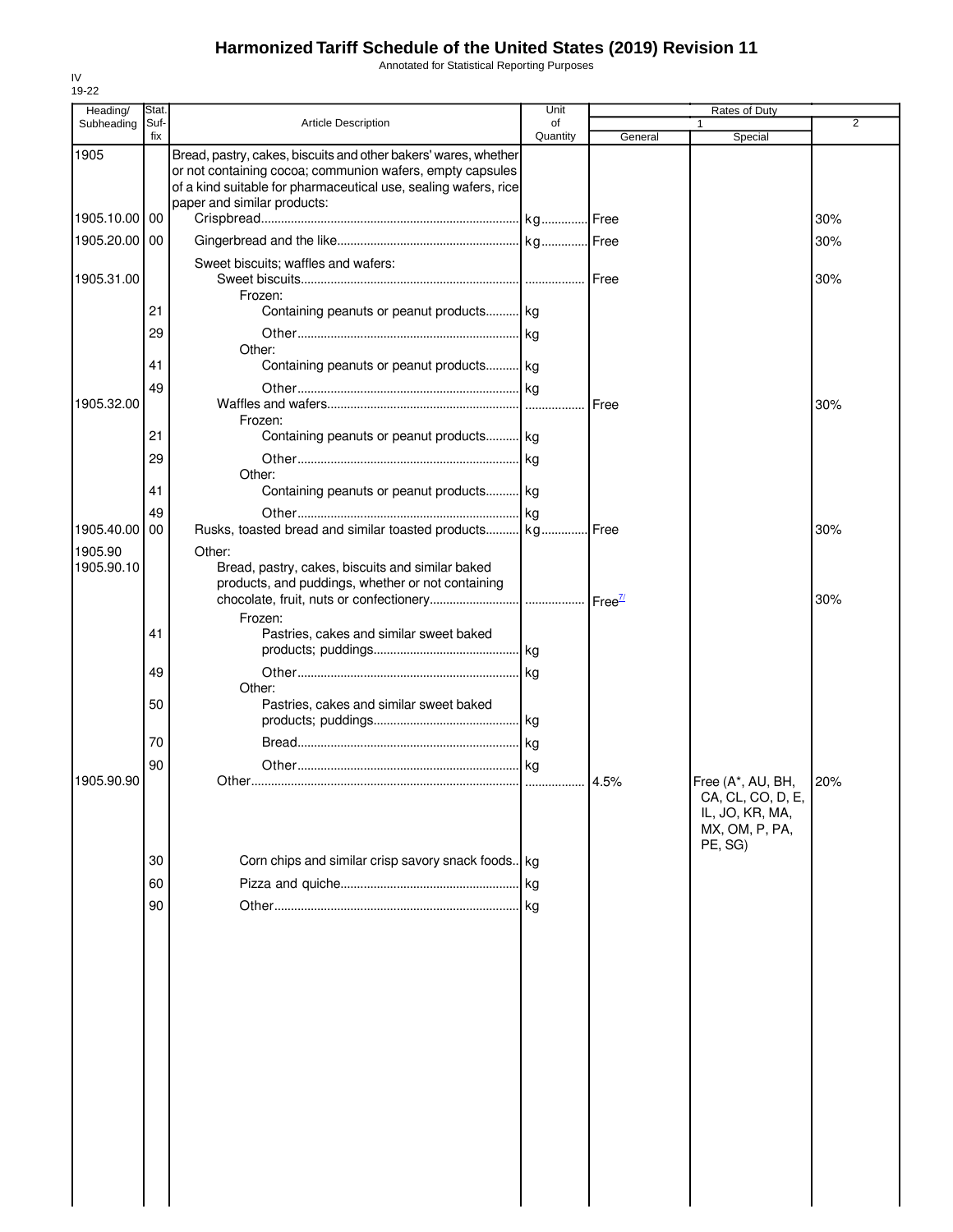# Harmonized Tariff Schedule of the United States (2019) Revision 11

Annotated for Statistical Reporting Purposes

IV
19-22

| Heading/ Subheading | Stat. Suf- fix | Article Description | Unit of Quantity | Rates of Duty 1 General | Special | 2 |
|---|---|---|---|---|---|---|
| 1905 | | Bread, pastry, cakes, biscuits and other bakers' wares, whether or not containing cocoa; communion wafers, empty capsules of a kind suitable for pharmaceutical use, sealing wafers, rice paper and similar products: | | | | |
| 1905.10.00 | 00 | Crispbread | kg | Free | | 30% |
| 1905.20.00 | 00 | Gingerbread and the like | kg | Free | | 30% |
| | | Sweet biscuits; waffles and wafers: | | | | |
| 1905.31.00 | | Sweet biscuits | | Free | | 30% |
| | | Frozen: | | | | |
| | 21 | Containing peanuts or peanut products | kg | | | |
| | 29 | Other | kg | | | |
| | | Other: | | | | |
| | 41 | Containing peanuts or peanut products | kg | | | |
| | 49 | Other | kg | | | |
| 1905.32.00 | | Waffles and wafers | | Free | | 30% |
| | | Frozen: | | | | |
| | 21 | Containing peanuts or peanut products | kg | | | |
| | 29 | Other | kg | | | |
| | | Other: | | | | |
| | 41 | Containing peanuts or peanut products | kg | | | |
| | 49 | Other | kg | | | |
| 1905.40.00 | 00 | Rusks, toasted bread and similar toasted products | kg | Free | | 30% |
| 1905.90 | | Other: | | | | |
| 1905.90.10 | | Bread, pastry, cakes, biscuits and similar baked products, and puddings, whether or not containing chocolate, fruit, nuts or confectionery | | Free[7/] | | 30% |
| | | Frozen: | | | | |
| | 41 | Pastries, cakes and similar sweet baked products; puddings | kg | | | |
| | 49 | Other | kg | | | |
| | | Other: | | | | |
| | 50 | Pastries, cakes and similar sweet baked products; puddings | kg | | | |
| | 70 | Bread | kg | | | |
| | 90 | Other | kg | | | |
| 1905.90.90 | | Other | | 4.5% | Free (A*, AU, BH, CA, CL, CO, D, E, IL, JO, KR, MA, MX, OM, P, PA, PE, SG) | 20% |
| | 30 | Corn chips and similar crisp savory snack foods | kg | | | |
| | 60 | Pizza and quiche | kg | | | |
| | 90 | Other | kg | | | |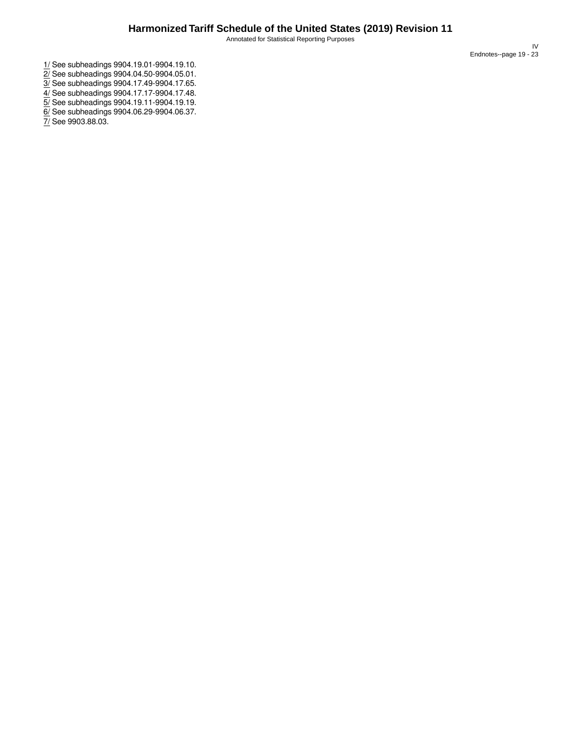1/ See subheadings 9904.19.01-9904.19.10.
2/ See subheadings 9904.04.50-9904.05.01.
3/ See subheadings 9904.17.49-9904.17.65.
4/ See subheadings 9904.17.17-9904.17.48.
5/ See subheadings 9904.19.11-9904.19.19.
6/ See subheadings 9904.06.29-9904.06.37.
7/ See 9903.88.03.